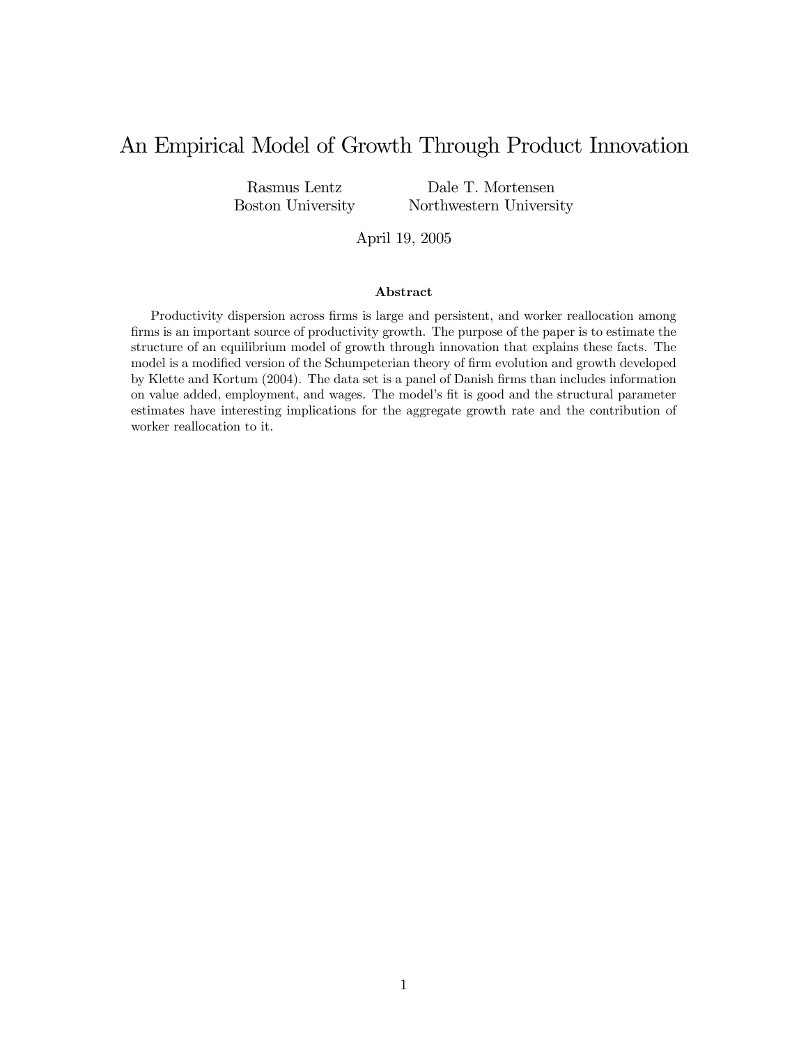# An Empirical Model of Growth Through Product Innovation

Rasmus Lentz
Boston University

Dale T. Mortensen
Northwestern University

April 19, 2005

### Abstract

Productivity dispersion across firms is large and persistent, and worker reallocation among firms is an important source of productivity growth. The purpose of the paper is to estimate the structure of an equilibrium model of growth through innovation that explains these facts. The model is a modified version of the Schumpeterian theory of firm evolution and growth developed by Klette and Kortum (2004). The data set is a panel of Danish firms than includes information on value added, employment, and wages. The model's fit is good and the structural parameter estimates have interesting implications for the aggregate growth rate and the contribution of worker reallocation to it.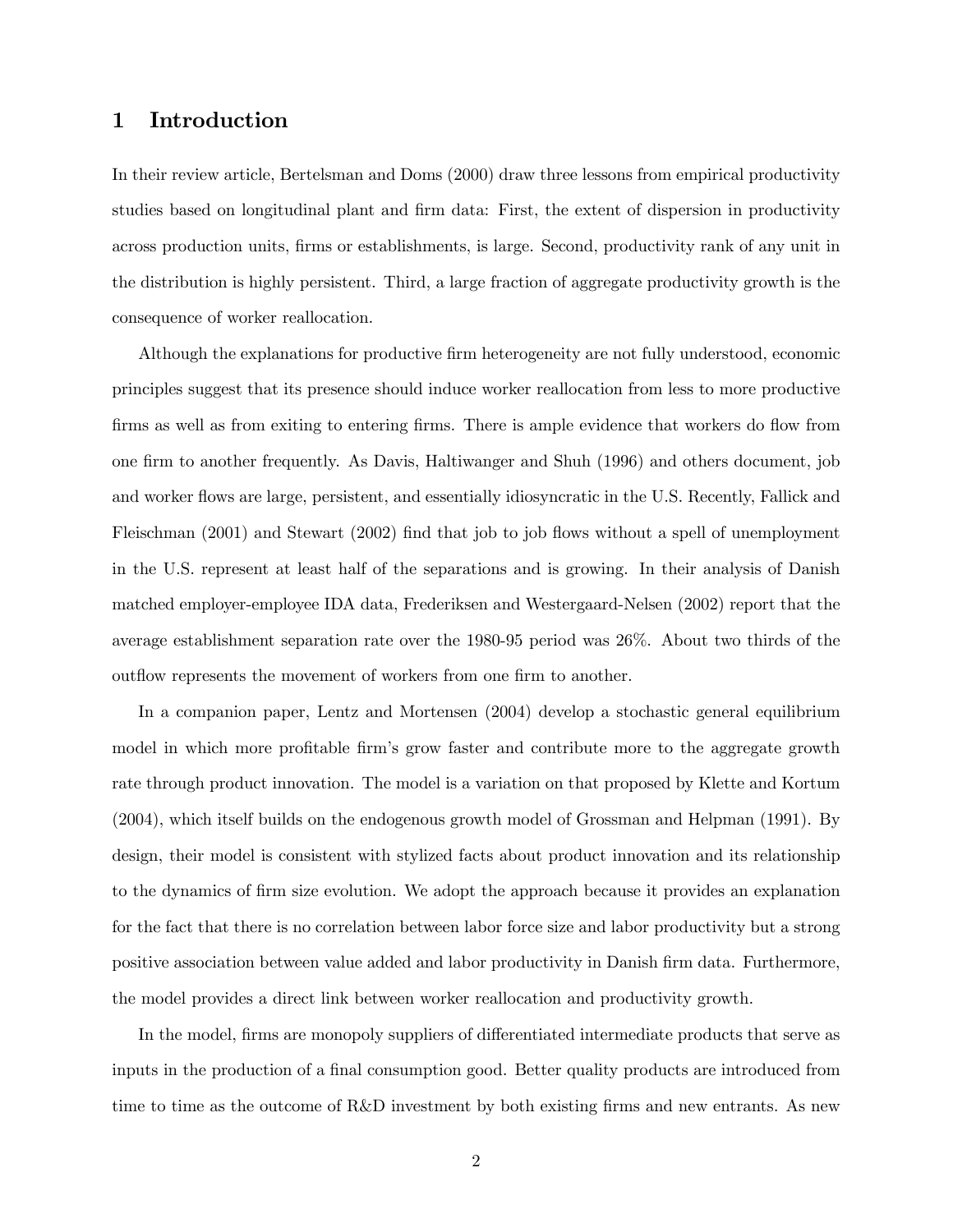# 1 Introduction

In their review article, Bertelsman and Doms (2000) draw three lessons from empirical productivity studies based on longitudinal plant and firm data: First, the extent of dispersion in productivity across production units, firms or establishments, is large. Second, productivity rank of any unit in the distribution is highly persistent. Third, a large fraction of aggregate productivity growth is the consequence of worker reallocation.

Although the explanations for productive firm heterogeneity are not fully understood, economic principles suggest that its presence should induce worker reallocation from less to more productive firms as well as from exiting to entering firms. There is ample evidence that workers do flow from one firm to another frequently. As Davis, Haltiwanger and Shuh (1996) and others document, job and worker flows are large, persistent, and essentially idiosyncratic in the U.S. Recently, Fallick and Fleischman (2001) and Stewart (2002) find that job to job flows without a spell of unemployment in the U.S. represent at least half of the separations and is growing. In their analysis of Danish matched employer-employee IDA data, Frederiksen and Westergaard-Nelsen (2002) report that the average establishment separation rate over the 1980-95 period was 26%. About two thirds of the outflow represents the movement of workers from one firm to another.

In a companion paper, Lentz and Mortensen (2004) develop a stochastic general equilibrium model in which more profitable firm's grow faster and contribute more to the aggregate growth rate through product innovation. The model is a variation on that proposed by Klette and Kortum (2004), which itself builds on the endogenous growth model of Grossman and Helpman (1991). By design, their model is consistent with stylized facts about product innovation and its relationship to the dynamics of firm size evolution. We adopt the approach because it provides an explanation for the fact that there is no correlation between labor force size and labor productivity but a strong positive association between value added and labor productivity in Danish firm data. Furthermore, the model provides a direct link between worker reallocation and productivity growth.

In the model, firms are monopoly suppliers of differentiated intermediate products that serve as inputs in the production of a final consumption good. Better quality products are introduced from time to time as the outcome of R&D investment by both existing firms and new entrants. As new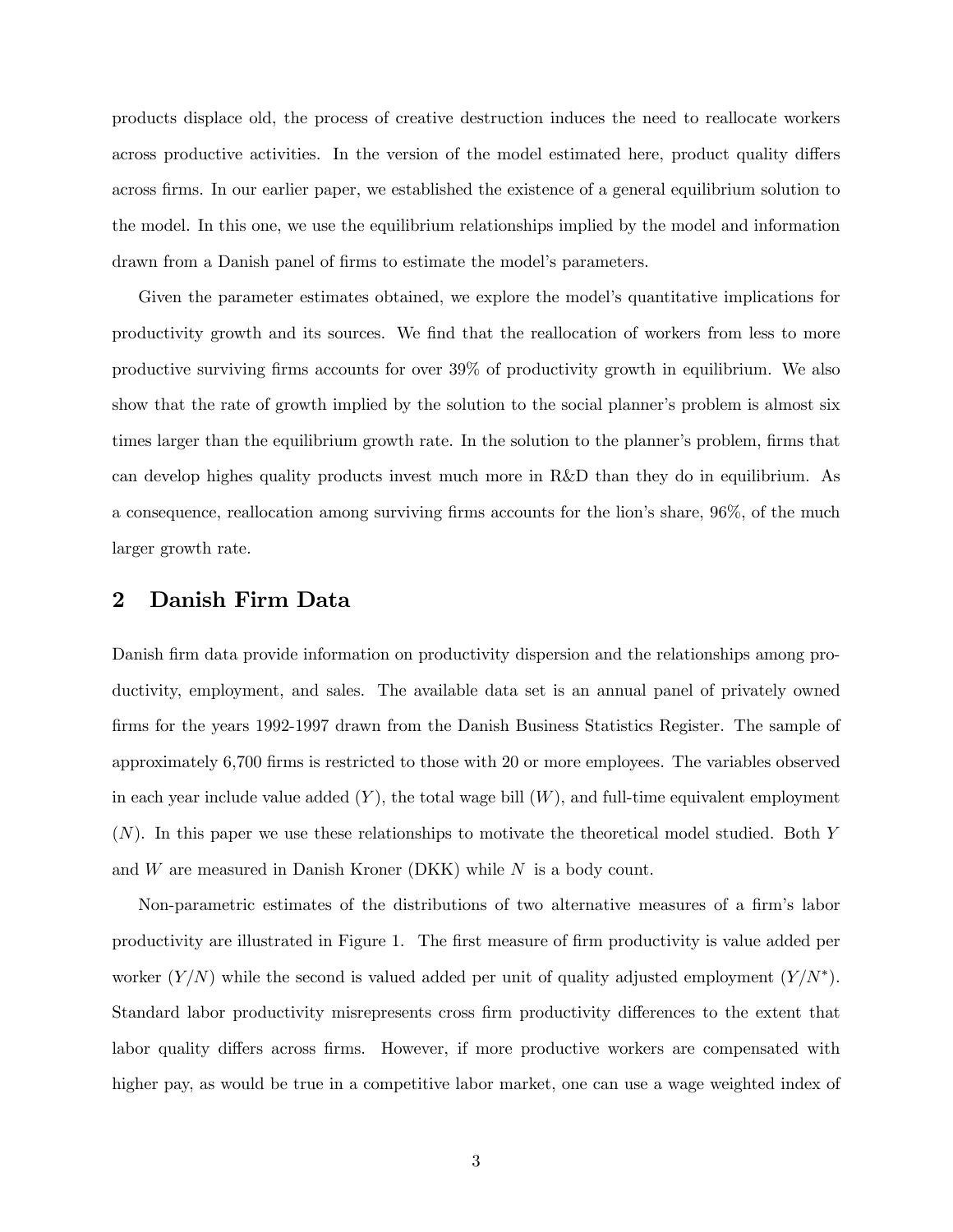products displace old, the process of creative destruction induces the need to reallocate workers across productive activities. In the version of the model estimated here, product quality differs across firms. In our earlier paper, we established the existence of a general equilibrium solution to the model. In this one, we use the equilibrium relationships implied by the model and information drawn from a Danish panel of firms to estimate the model's parameters.

Given the parameter estimates obtained, we explore the model's quantitative implications for productivity growth and its sources. We find that the reallocation of workers from less to more productive surviving firms accounts for over 39% of productivity growth in equilibrium. We also show that the rate of growth implied by the solution to the social planner's problem is almost six times larger than the equilibrium growth rate. In the solution to the planner's problem, firms that can develop highes quality products invest much more in R&D than they do in equilibrium. As a consequence, reallocation among surviving firms accounts for the lion's share, 96%, of the much larger growth rate.

## 2 Danish Firm Data

Danish firm data provide information on productivity dispersion and the relationships among productivity, employment, and sales. The available data set is an annual panel of privately owned firms for the years 1992-1997 drawn from the Danish Business Statistics Register. The sample of approximately 6,700 firms is restricted to those with 20 or more employees. The variables observed in each year include value added ($Y$), the total wage bill ($W$), and full-time equivalent employment ($N$). In this paper we use these relationships to motivate the theoretical model studied. Both $Y$ and $W$ are measured in Danish Kroner (DKK) while $N$ is a body count.

Non-parametric estimates of the distributions of two alternative measures of a firm's labor productivity are illustrated in Figure 1. The first measure of firm productivity is value added per worker ($Y/N$) while the second is valued added per unit of quality adjusted employment ($Y/N^*$). Standard labor productivity misrepresents cross firm productivity differences to the extent that labor quality differs across firms. However, if more productive workers are compensated with higher pay, as would be true in a competitive labor market, one can use a wage weighted index of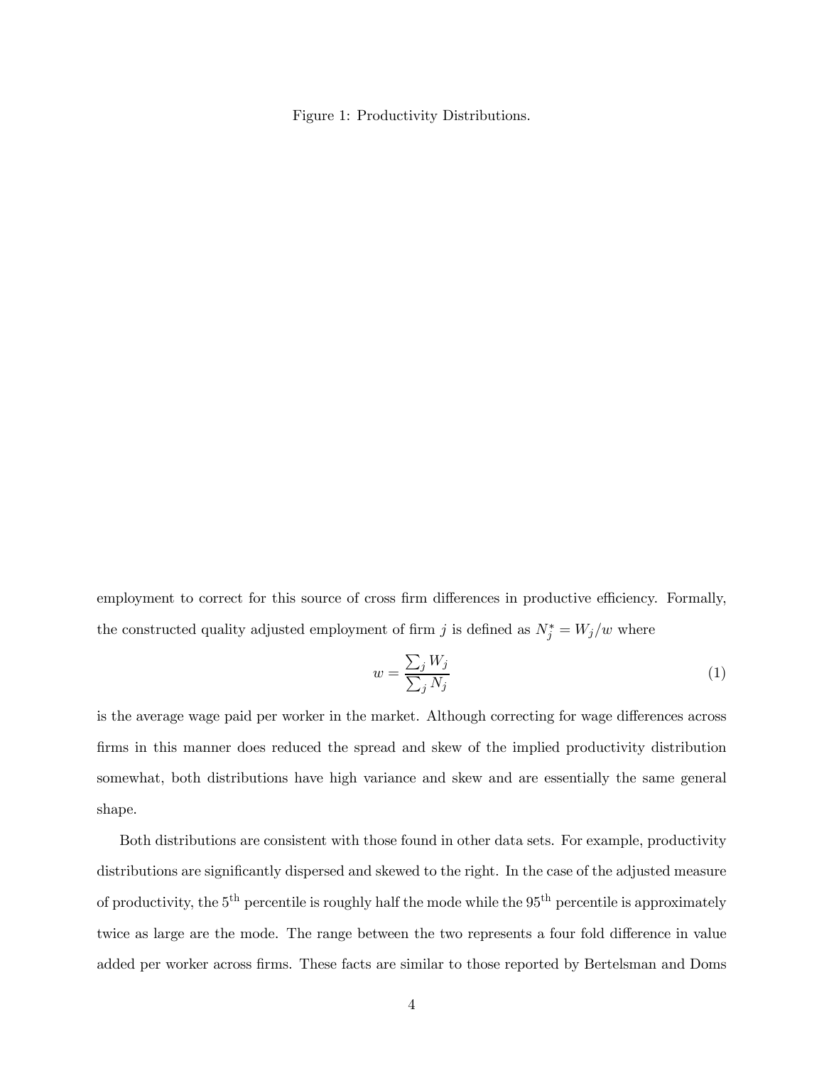Figure 1: Productivity Distributions.

employment to correct for this source of cross firm differences in productive efficiency. Formally, the constructed quality adjusted employment of firm $j$ is defined as $N_j^* = W_j/w$ where

$$w = \frac{\sum_j W_j}{\sum_j N_j} \tag{1}$$

is the average wage paid per worker in the market. Although correcting for wage differences across firms in this manner does reduced the spread and skew of the implied productivity distribution somewhat, both distributions have high variance and skew and are essentially the same general shape.

Both distributions are consistent with those found in other data sets. For example, productivity distributions are significantly dispersed and skewed to the right. In the case of the adjusted measure of productivity, the $5^{\text{th}}$ percentile is roughly half the mode while the $95^{\text{th}}$ percentile is approximately twice as large are the mode. The range between the two represents a four fold difference in value added per worker across firms. These facts are similar to those reported by Bertelsman and Doms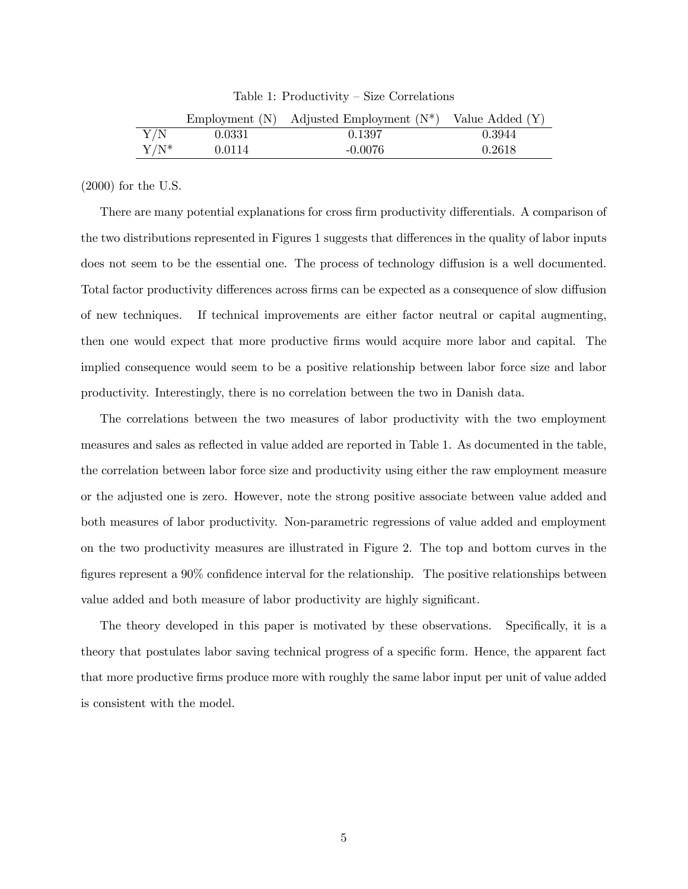Table 1: Productivity – Size Correlations

| | Employment (N) | Adjusted Employment (N*) | Value Added (Y) |
|---|---|---|---|
| Y/N | 0.0331 | 0.1397 | 0.3944 |
| Y/N* | 0.0114 | -0.0076 | 0.2618 |

(2000) for the U.S.

There are many potential explanations for cross firm productivity differentials. A comparison of the two distributions represented in Figures 1 suggests that differences in the quality of labor inputs does not seem to be the essential one. The process of technology diffusion is a well documented. Total factor productivity differences across firms can be expected as a consequence of slow diffusion of new techniques. If technical improvements are either factor neutral or capital augmenting, then one would expect that more productive firms would acquire more labor and capital. The implied consequence would seem to be a positive relationship between labor force size and labor productivity. Interestingly, there is no correlation between the two in Danish data.

The correlations between the two measures of labor productivity with the two employment measures and sales as reflected in value added are reported in Table 1. As documented in the table, the correlation between labor force size and productivity using either the raw employment measure or the adjusted one is zero. However, note the strong positive associate between value added and both measures of labor productivity. Non-parametric regressions of value added and employment on the two productivity measures are illustrated in Figure 2. The top and bottom curves in the figures represent a 90% confidence interval for the relationship. The positive relationships between value added and both measure of labor productivity are highly significant.

The theory developed in this paper is motivated by these observations. Specifically, it is a theory that postulates labor saving technical progress of a specific form. Hence, the apparent fact that more productive firms produce more with roughly the same labor input per unit of value added is consistent with the model.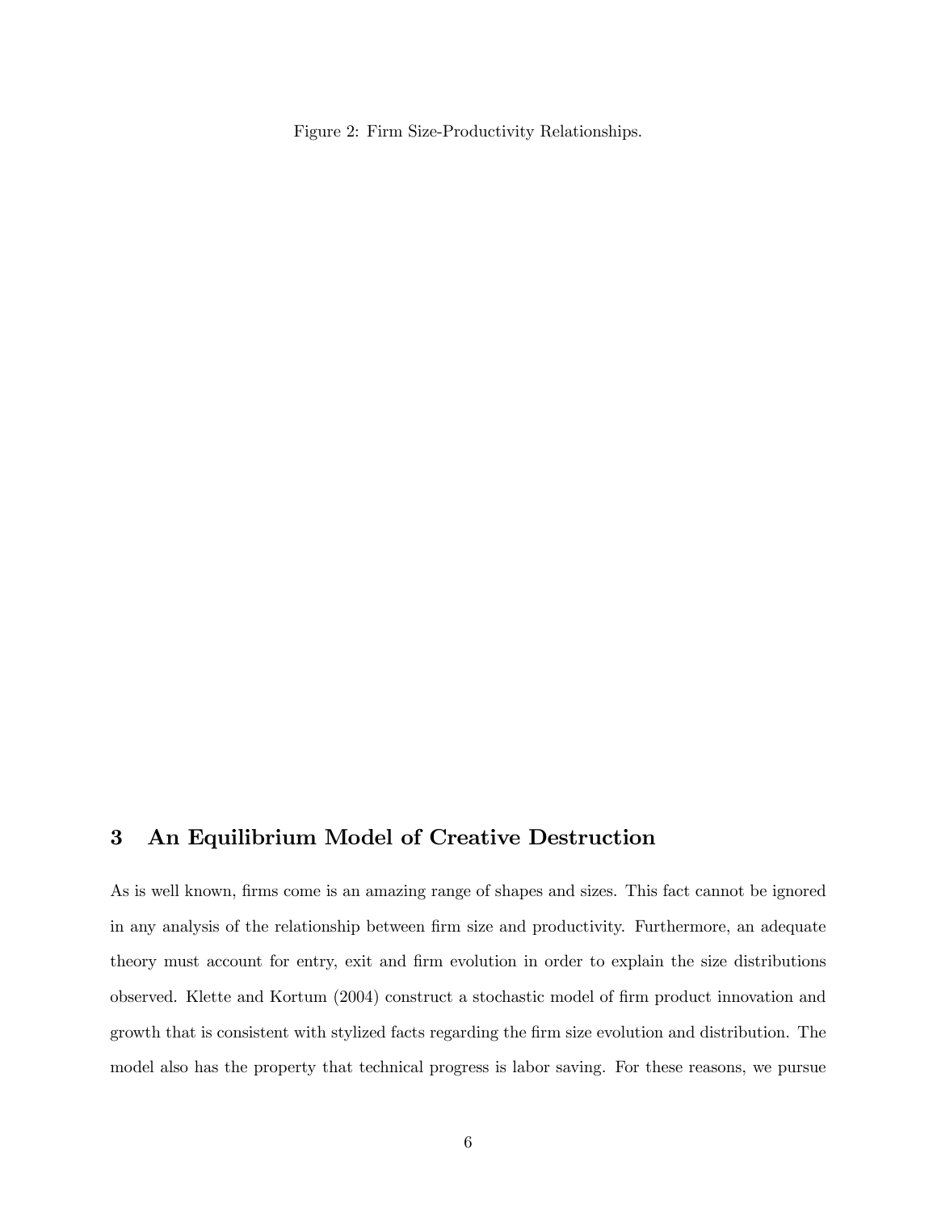Figure 2: Firm Size-Productivity Relationships.

## 3 An Equilibrium Model of Creative Destruction

As is well known, firms come is an amazing range of shapes and sizes. This fact cannot be ignored in any analysis of the relationship between firm size and productivity. Furthermore, an adequate theory must account for entry, exit and firm evolution in order to explain the size distributions observed. Klette and Kortum (2004) construct a stochastic model of firm product innovation and growth that is consistent with stylized facts regarding the firm size evolution and distribution. The model also has the property that technical progress is labor saving. For these reasons, we pursue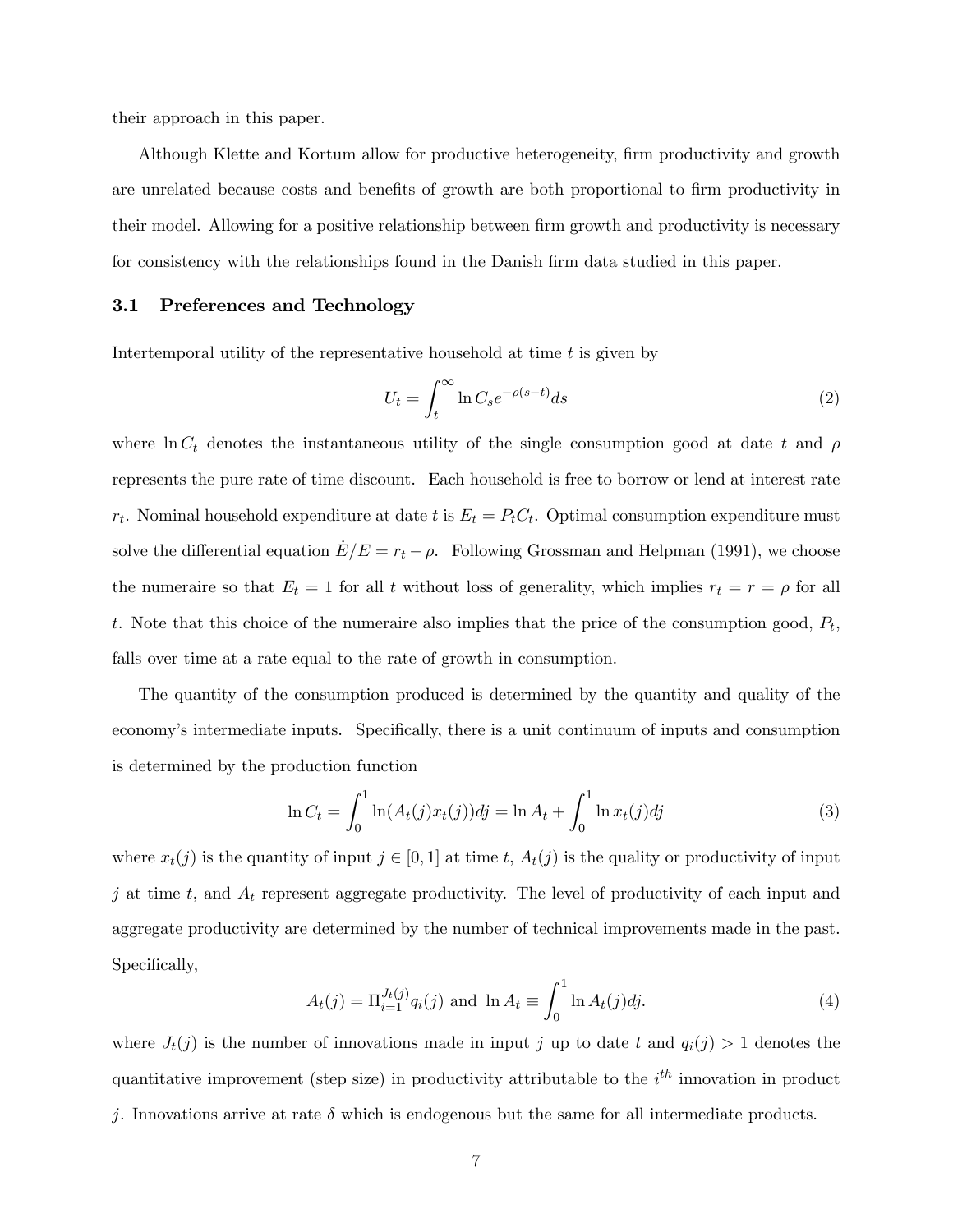their approach in this paper.

Although Klette and Kortum allow for productive heterogeneity, firm productivity and growth are unrelated because costs and benefits of growth are both proportional to firm productivity in their model. Allowing for a positive relationship between firm growth and productivity is necessary for consistency with the relationships found in the Danish firm data studied in this paper.

### 3.1 Preferences and Technology

Intertemporal utility of the representative household at time $t$ is given by

$$U_t = \int_t^\infty \ln C_s e^{-\rho(s-t)} ds \tag{2}$$

where $\ln C_t$ denotes the instantaneous utility of the single consumption good at date $t$ and $\rho$ represents the pure rate of time discount. Each household is free to borrow or lend at interest rate $r_t$. Nominal household expenditure at date $t$ is $E_t = P_t C_t$. Optimal consumption expenditure must solve the differential equation $\dot{E}/E = r_t - \rho$. Following Grossman and Helpman (1991), we choose the numeraire so that $E_t = 1$ for all $t$ without loss of generality, which implies $r_t = r = \rho$ for all $t$. Note that this choice of the numeraire also implies that the price of the consumption good, $P_t$, falls over time at a rate equal to the rate of growth in consumption.

The quantity of the consumption produced is determined by the quantity and quality of the economy's intermediate inputs. Specifically, there is a unit continuum of inputs and consumption is determined by the production function

$$\ln C_t = \int_0^1 \ln(A_t(j)x_t(j))dj = \ln A_t + \int_0^1 \ln x_t(j)dj \tag{3}$$

where $x_t(j)$ is the quantity of input $j \in [0,1]$ at time $t$, $A_t(j)$ is the quality or productivity of input $j$ at time $t$, and $A_t$ represent aggregate productivity. The level of productivity of each input and aggregate productivity are determined by the number of technical improvements made in the past. Specifically,

$$A_t(j) = \Pi_{i=1}^{J_t(j)} q_i(j) \text{ and } \ln A_t \equiv \int_0^1 \ln A_t(j)dj. \tag{4}$$

where $J_t(j)$ is the number of innovations made in input $j$ up to date $t$ and $q_i(j) > 1$ denotes the quantitative improvement (step size) in productivity attributable to the $i^{th}$ innovation in product $j$. Innovations arrive at rate $\delta$ which is endogenous but the same for all intermediate products.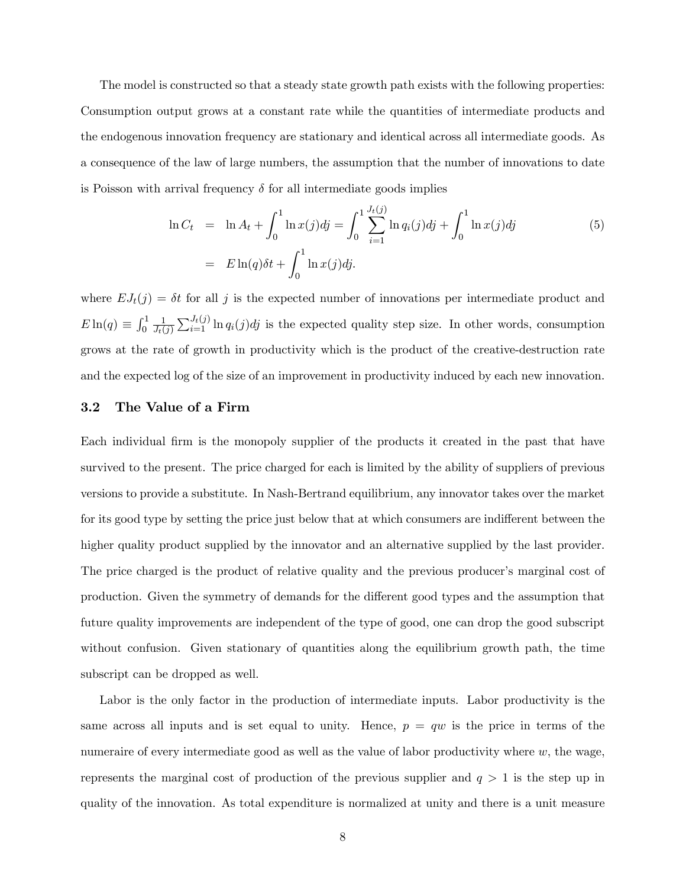The model is constructed so that a steady state growth path exists with the following properties: Consumption output grows at a constant rate while the quantities of intermediate products and the endogenous innovation frequency are stationary and identical across all intermediate goods. As a consequence of the law of large numbers, the assumption that the number of innovations to date is Poisson with arrival frequency $\delta$ for all intermediate goods implies

$$
\begin{aligned}
\ln C_t &= \ln A_t + \int_0^1 \ln x(j)dj = \int_0^1 \sum_{i=1}^{J_t(j)} \ln q_i(j)dj + \int_0^1 \ln x(j)dj \\
&= E\ln(q)\delta t + \int_0^1 \ln x(j)dj.
\end{aligned}
\tag{5}
$$

where $EJ_t(j) = \delta t$ for all $j$ is the expected number of innovations per intermediate product and $E\ln(q) \equiv \int_0^1 \frac{1}{J_t(j)} \sum_{i=1}^{J_t(j)} \ln q_i(j)dj$ is the expected quality step size. In other words, consumption grows at the rate of growth in productivity which is the product of the creative-destruction rate and the expected log of the size of an improvement in productivity induced by each new innovation.

### 3.2 The Value of a Firm

Each individual firm is the monopoly supplier of the products it created in the past that have survived to the present. The price charged for each is limited by the ability of suppliers of previous versions to provide a substitute. In Nash-Bertrand equilibrium, any innovator takes over the market for its good type by setting the price just below that at which consumers are indifferent between the higher quality product supplied by the innovator and an alternative supplied by the last provider. The price charged is the product of relative quality and the previous producer's marginal cost of production. Given the symmetry of demands for the different good types and the assumption that future quality improvements are independent of the type of good, one can drop the good subscript without confusion. Given stationary of quantities along the equilibrium growth path, the time subscript can be dropped as well.

Labor is the only factor in the production of intermediate inputs. Labor productivity is the same across all inputs and is set equal to unity. Hence, $p = qw$ is the price in terms of the numeraire of every intermediate good as well as the value of labor productivity where $w$, the wage, represents the marginal cost of production of the previous supplier and $q > 1$ is the step up in quality of the innovation. As total expenditure is normalized at unity and there is a unit measure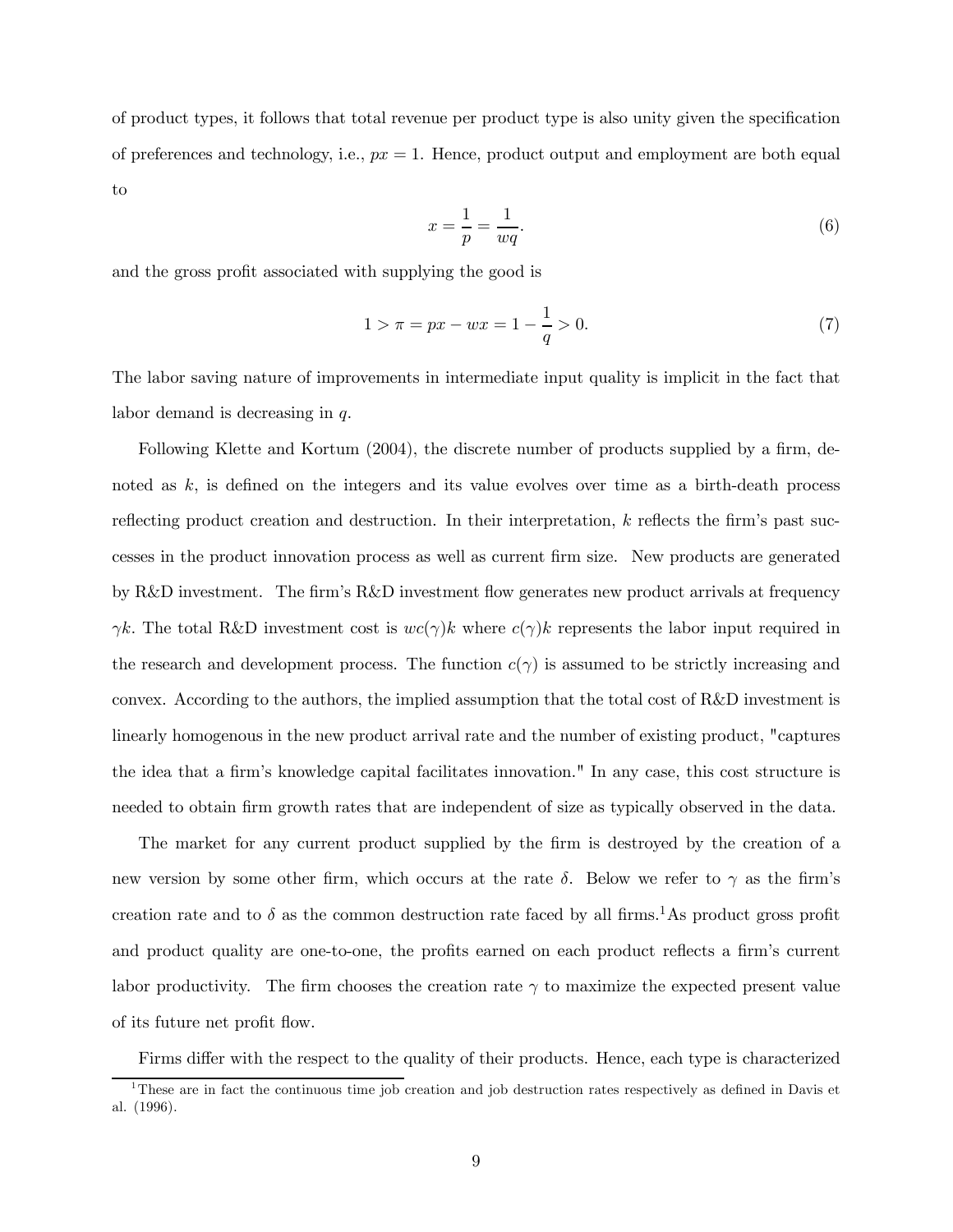of product types, it follows that total revenue per product type is also unity given the specification of preferences and technology, i.e., $px = 1$. Hence, product output and employment are both equal to

$$x = \frac{1}{p} = \frac{1}{wq}. \tag{6}$$

and the gross profit associated with supplying the good is

$$1 > \pi = px - wx = 1 - \frac{1}{q} > 0. \tag{7}$$

The labor saving nature of improvements in intermediate input quality is implicit in the fact that labor demand is decreasing in $q$.

Following Klette and Kortum (2004), the discrete number of products supplied by a firm, denoted as $k$, is defined on the integers and its value evolves over time as a birth-death process reflecting product creation and destruction. In their interpretation, $k$ reflects the firm's past successes in the product innovation process as well as current firm size. New products are generated by R&D investment. The firm's R&D investment flow generates new product arrivals at frequency $\gamma k$. The total R&D investment cost is $wc(\gamma)k$ where $c(\gamma)k$ represents the labor input required in the research and development process. The function $c(\gamma)$ is assumed to be strictly increasing and convex. According to the authors, the implied assumption that the total cost of R&D investment is linearly homogenous in the new product arrival rate and the number of existing product, "captures the idea that a firm's knowledge capital facilitates innovation." In any case, this cost structure is needed to obtain firm growth rates that are independent of size as typically observed in the data.

The market for any current product supplied by the firm is destroyed by the creation of a new version by some other firm, which occurs at the rate $\delta$. Below we refer to $\gamma$ as the firm's creation rate and to $\delta$ as the common destruction rate faced by all firms.[1] As product gross profit and product quality are one-to-one, the profits earned on each product reflects a firm's current labor productivity. The firm chooses the creation rate $\gamma$ to maximize the expected present value of its future net profit flow.

Firms differ with the respect to the quality of their products. Hence, each type is characterized

[1] These are in fact the continuous time job creation and job destruction rates respectively as defined in Davis et al. (1996).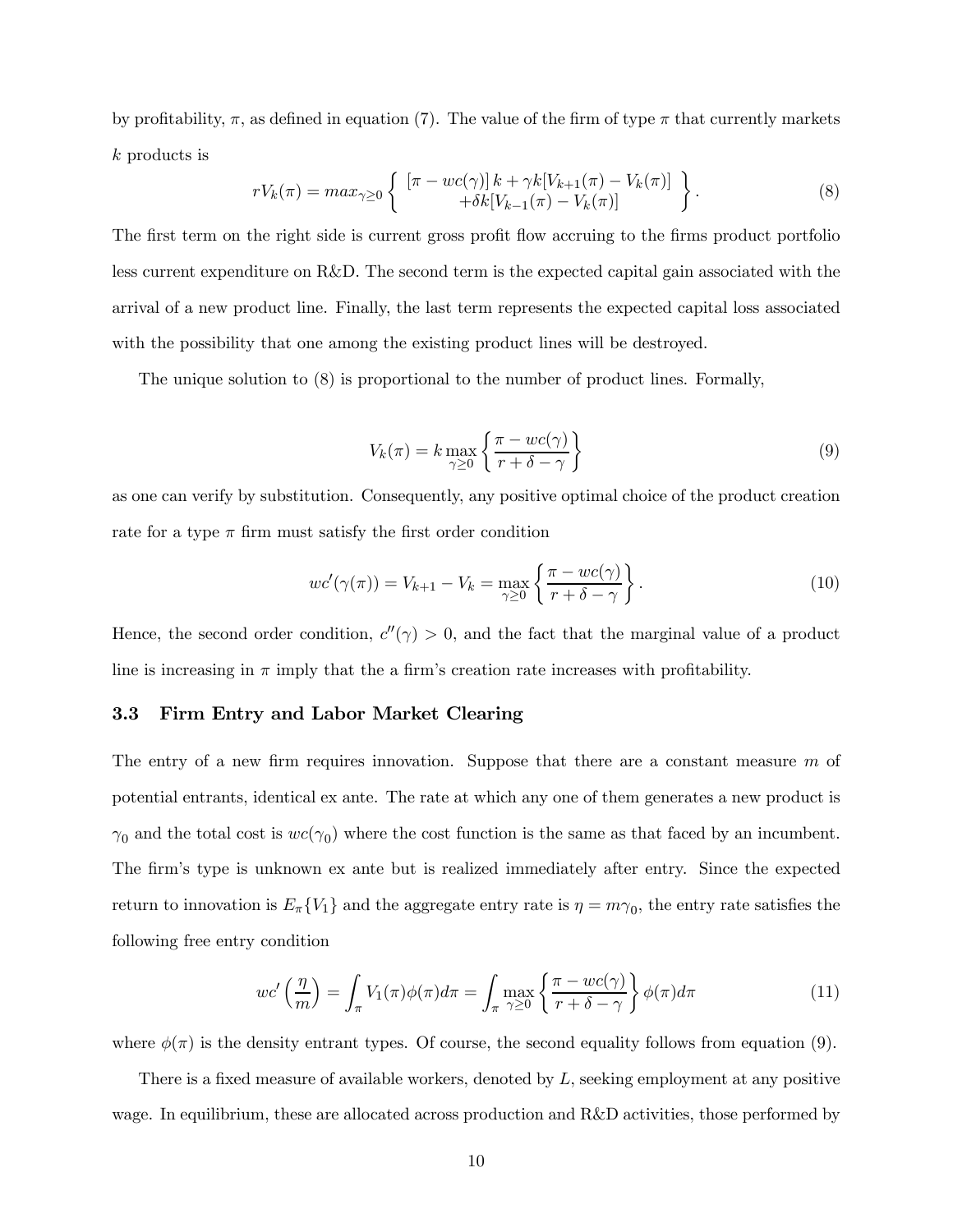by profitability, $\pi$, as defined in equation (7). The value of the firm of type $\pi$ that currently markets $k$ products is

$$rV_k(\pi) = max_{\gamma \geq 0} \left\{ \begin{array}{c} [\pi - wc(\gamma)]\, k + \gamma k[V_{k+1}(\pi) - V_k(\pi)] \\ +\delta k[V_{k-1}(\pi) - V_k(\pi)] \end{array} \right\}. \tag{8}$$

The first term on the right side is current gross profit flow accruing to the firms product portfolio less current expenditure on R&D. The second term is the expected capital gain associated with the arrival of a new product line. Finally, the last term represents the expected capital loss associated with the possibility that one among the existing product lines will be destroyed.

The unique solution to (8) is proportional to the number of product lines. Formally,

$$V_k(\pi) = k \max_{\gamma \geq 0} \left\{ \frac{\pi - wc(\gamma)}{r + \delta - \gamma} \right\} \tag{9}$$

as one can verify by substitution. Consequently, any positive optimal choice of the product creation rate for a type $\pi$ firm must satisfy the first order condition

$$wc'(\gamma(\pi)) = V_{k+1} - V_k = \max_{\gamma \geq 0} \left\{ \frac{\pi - wc(\gamma)}{r + \delta - \gamma} \right\}. \tag{10}$$

Hence, the second order condition, $c''(\gamma) > 0$, and the fact that the marginal value of a product line is increasing in $\pi$ imply that the a firm's creation rate increases with profitability.

### 3.3 Firm Entry and Labor Market Clearing

The entry of a new firm requires innovation. Suppose that there are a constant measure $m$ of potential entrants, identical ex ante. The rate at which any one of them generates a new product is $\gamma_0$ and the total cost is $wc(\gamma_0)$ where the cost function is the same as that faced by an incumbent. The firm's type is unknown ex ante but is realized immediately after entry. Since the expected return to innovation is $E_\pi\{V_1\}$ and the aggregate entry rate is $\eta = m\gamma_0$, the entry rate satisfies the following free entry condition

$$wc'\left(\frac{\eta}{m}\right) = \int_\pi V_1(\pi)\phi(\pi)d\pi = \int_\pi \max_{\gamma \geq 0} \left\{ \frac{\pi - wc(\gamma)}{r + \delta - \gamma} \right\} \phi(\pi)d\pi \tag{11}$$

where $\phi(\pi)$ is the density entrant types. Of course, the second equality follows from equation (9).

There is a fixed measure of available workers, denoted by $L$, seeking employment at any positive wage. In equilibrium, these are allocated across production and R&D activities, those performed by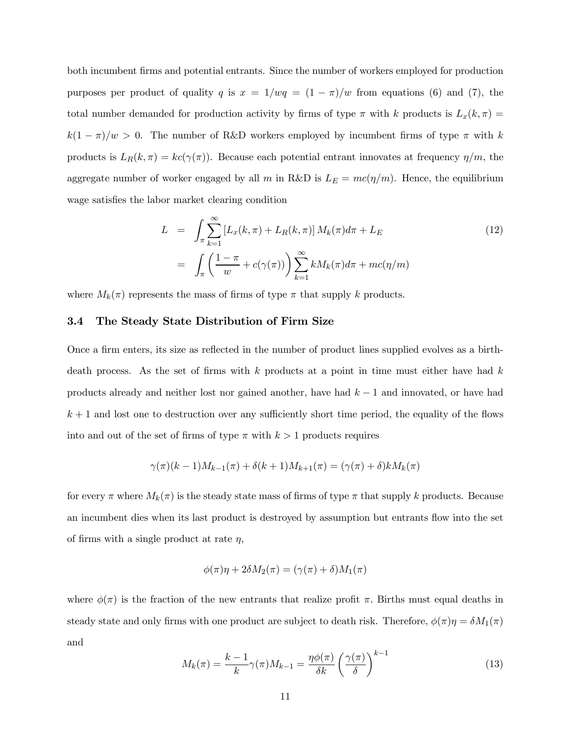both incumbent firms and potential entrants. Since the number of workers employed for production purposes per product of quality $q$ is $x = 1/wq = (1-\pi)/w$ from equations (6) and (7), the total number demanded for production activity by firms of type $\pi$ with $k$ products is $L_x(k,\pi) = k(1-\pi)/w > 0$. The number of R&D workers employed by incumbent firms of type $\pi$ with $k$ products is $L_R(k,\pi) = kc(\gamma(\pi))$. Because each potential entrant innovates at frequency $\eta/m$, the aggregate number of worker engaged by all $m$ in R&D is $L_E = mc(\eta/m)$. Hence, the equilibrium wage satisfies the labor market clearing condition

$$
\begin{aligned}
L &= \int_\pi \sum_{k=1}^{\infty} \left[L_x(k,\pi) + L_R(k,\pi)\right] M_k(\pi) d\pi + L_E \qquad (12) \\
&= \int_\pi \left(\frac{1-\pi}{w} + c(\gamma(\pi))\right) \sum_{k=1}^{\infty} k M_k(\pi) d\pi + mc(\eta/m)
\end{aligned}
$$

where $M_k(\pi)$ represents the mass of firms of type $\pi$ that supply $k$ products.

### 3.4 The Steady State Distribution of Firm Size

Once a firm enters, its size as reflected in the number of product lines supplied evolves as a birth-death process. As the set of firms with $k$ products at a point in time must either have had $k$ products already and neither lost nor gained another, have had $k-1$ and innovated, or have had $k+1$ and lost one to destruction over any sufficiently short time period, the equality of the flows into and out of the set of firms of type $\pi$ with $k > 1$ products requires

$$
\gamma(\pi)(k-1)M_{k-1}(\pi) + \delta(k+1)M_{k+1}(\pi) = (\gamma(\pi) + \delta)kM_k(\pi)
$$

for every $\pi$ where $M_k(\pi)$ is the steady state mass of firms of type $\pi$ that supply $k$ products. Because an incumbent dies when its last product is destroyed by assumption but entrants flow into the set of firms with a single product at rate $\eta$,

$$
\phi(\pi)\eta + 2\delta M_2(\pi) = (\gamma(\pi) + \delta)M_1(\pi)
$$

where $\phi(\pi)$ is the fraction of the new entrants that realize profit $\pi$. Births must equal deaths in steady state and only firms with one product are subject to death risk. Therefore, $\phi(\pi)\eta = \delta M_1(\pi)$ and

$$
M_k(\pi) = \frac{k-1}{k}\gamma(\pi)M_{k-1} = \frac{\eta\phi(\pi)}{\delta k}\left(\frac{\gamma(\pi)}{\delta}\right)^{k-1} \qquad (13)
$$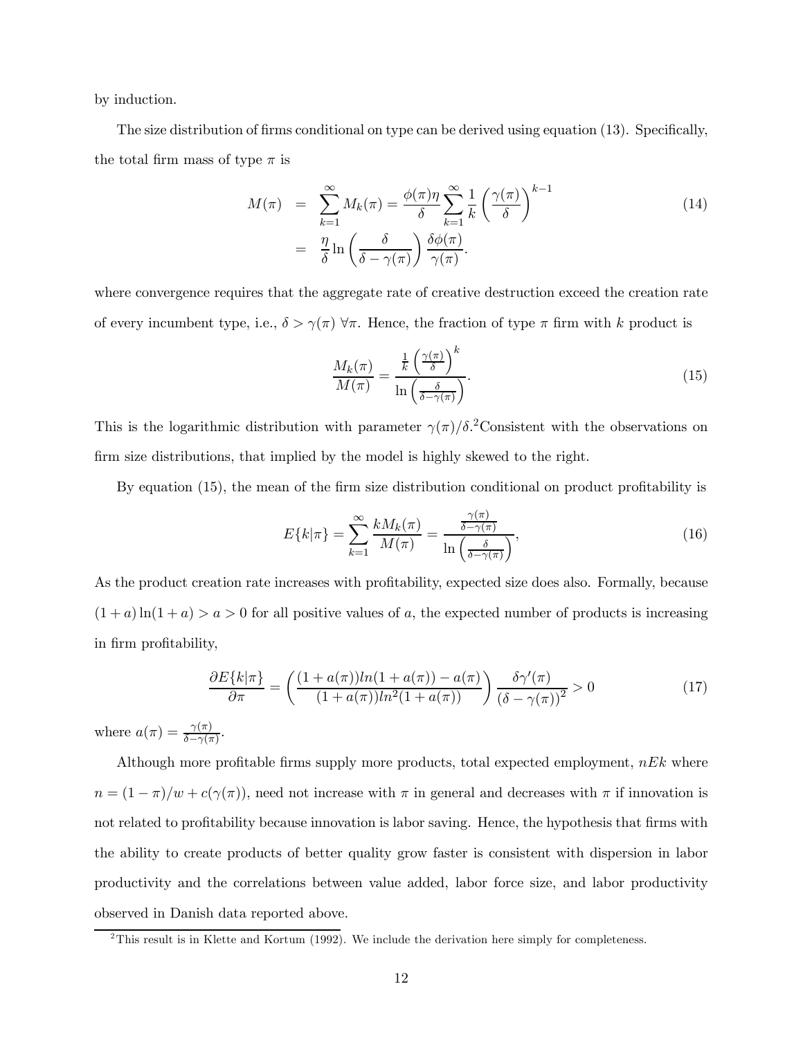by induction.

The size distribution of firms conditional on type can be derived using equation (13). Specifically, the total firm mass of type $\pi$ is

$$
\begin{aligned}
M(\pi) &= \sum_{k=1}^{\infty} M_k(\pi) = \frac{\phi(\pi)\eta}{\delta} \sum_{k=1}^{\infty} \frac{1}{k} \left( \frac{\gamma(\pi)}{\delta} \right)^{k-1} \\
&= \frac{\eta}{\delta} \ln \left( \frac{\delta}{\delta - \gamma(\pi)} \right) \frac{\delta \phi(\pi)}{\gamma(\pi)}.
\end{aligned} \tag{14}
$$

where convergence requires that the aggregate rate of creative destruction exceed the creation rate of every incumbent type, i.e., $\delta > \gamma(\pi) \; \forall \pi$. Hence, the fraction of type $\pi$ firm with $k$ product is

$$
\frac{M_k(\pi)}{M(\pi)} = \frac{\frac{1}{k}\left(\frac{\gamma(\pi)}{\delta}\right)^k}{\ln\left(\frac{\delta}{\delta - \gamma(\pi)}\right)}. \tag{15}
$$

This is the logarithmic distribution with parameter $\gamma(\pi)/\delta$.[2] Consistent with the observations on firm size distributions, that implied by the model is highly skewed to the right.

By equation (15), the mean of the firm size distribution conditional on product profitability is

$$
E\{k|\pi\} = \sum_{k=1}^{\infty} \frac{k M_k(\pi)}{M(\pi)} = \frac{\frac{\gamma(\pi)}{\delta - \gamma(\pi)}}{\ln\left(\frac{\delta}{\delta - \gamma(\pi)}\right)}, \tag{16}
$$

As the product creation rate increases with profitability, expected size does also. Formally, because $(1+a)\ln(1+a) > a > 0$ for all positive values of $a$, the expected number of products is increasing in firm profitability,

$$
\frac{\partial E\{k|\pi\}}{\partial \pi} = \left( \frac{(1+a(\pi)) ln(1+a(\pi)) - a(\pi)}{(1+a(\pi)) ln^2(1+a(\pi))} \right) \frac{\delta \gamma'(\pi)}{(\delta - \gamma(\pi))^2} > 0 \tag{17}
$$

where $a(\pi) = \frac{\gamma(\pi)}{\delta - \gamma(\pi)}$.

Although more profitable firms supply more products, total expected employment, $nEk$ where $n = (1-\pi)/w + c(\gamma(\pi))$, need not increase with $\pi$ in general and decreases with $\pi$ if innovation is not related to profitability because innovation is labor saving. Hence, the hypothesis that firms with the ability to create products of better quality grow faster is consistent with dispersion in labor productivity and the correlations between value added, labor force size, and labor productivity observed in Danish data reported above.

---

[2] This result is in Klette and Kortum (1992). We include the derivation here simply for completeness.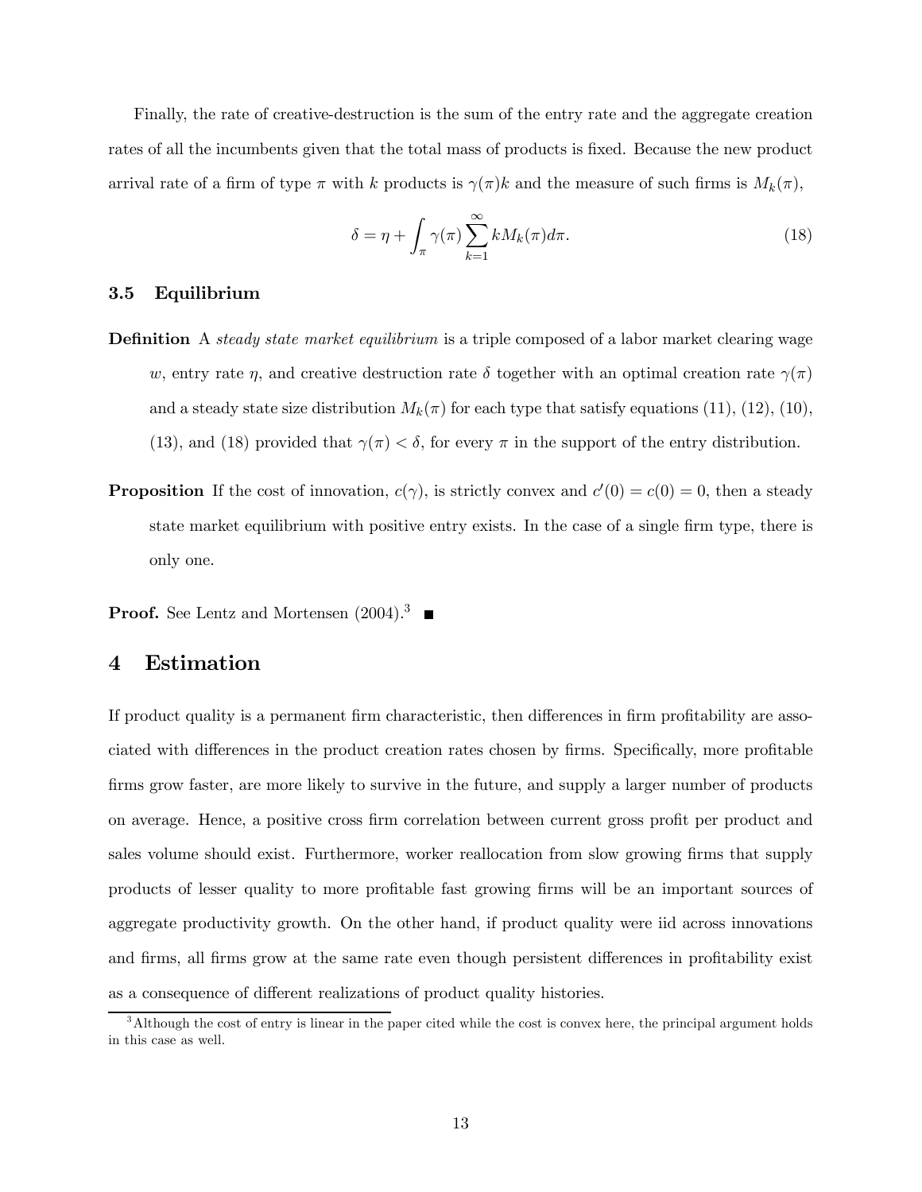Finally, the rate of creative-destruction is the sum of the entry rate and the aggregate creation rates of all the incumbents given that the total mass of products is fixed. Because the new product arrival rate of a firm of type $\pi$ with $k$ products is $\gamma(\pi)k$ and the measure of such firms is $M_k(\pi)$,

$$\delta = \eta + \int_{\pi} \gamma(\pi) \sum_{k=1}^{\infty} k M_k(\pi) d\pi. \tag{18}$$

### 3.5 Equilibrium

**Definition** A *steady state market equilibrium* is a triple composed of a labor market clearing wage $w$, entry rate $\eta$, and creative destruction rate $\delta$ together with an optimal creation rate $\gamma(\pi)$ and a steady state size distribution $M_k(\pi)$ for each type that satisfy equations (11), (12), (10), (13), and (18) provided that $\gamma(\pi) < \delta$, for every $\pi$ in the support of the entry distribution.

**Proposition** If the cost of innovation, $c(\gamma)$, is strictly convex and $c'(0) = c(0) = 0$, then a steady state market equilibrium with positive entry exists. In the case of a single firm type, there is only one.

**Proof.** See Lentz and Mortensen (2004).[3] ■

## 4 Estimation

If product quality is a permanent firm characteristic, then differences in firm profitability are associated with differences in the product creation rates chosen by firms. Specifically, more profitable firms grow faster, are more likely to survive in the future, and supply a larger number of products on average. Hence, a positive cross firm correlation between current gross profit per product and sales volume should exist. Furthermore, worker reallocation from slow growing firms that supply products of lesser quality to more profitable fast growing firms will be an important sources of aggregate productivity growth. On the other hand, if product quality were iid across innovations and firms, all firms grow at the same rate even though persistent differences in profitability exist as a consequence of different realizations of product quality histories.

[3] Although the cost of entry is linear in the paper cited while the cost is convex here, the principal argument holds in this case as well.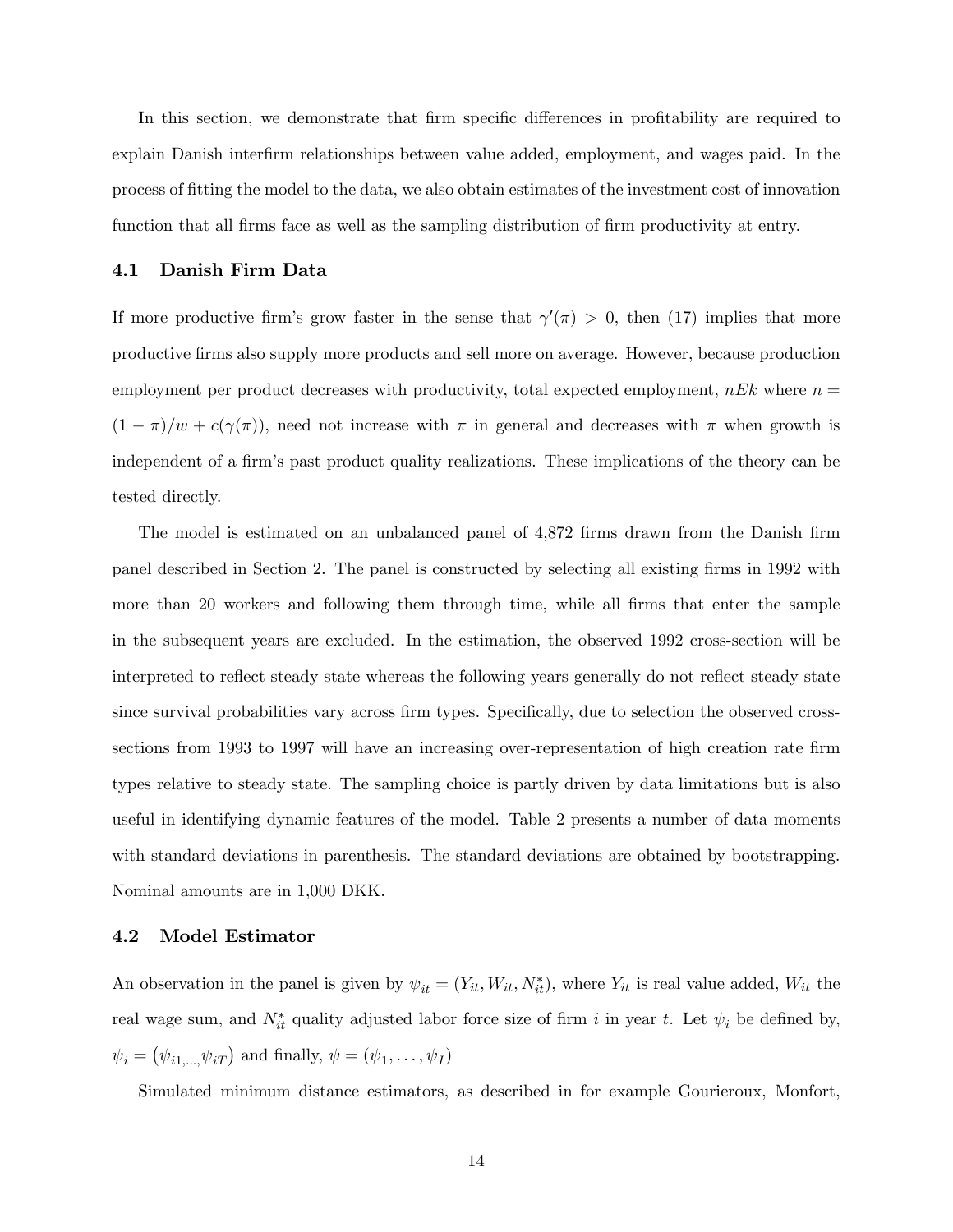In this section, we demonstrate that firm specific differences in profitability are required to explain Danish interfirm relationships between value added, employment, and wages paid. In the process of fitting the model to the data, we also obtain estimates of the investment cost of innovation function that all firms face as well as the sampling distribution of firm productivity at entry.

### 4.1 Danish Firm Data

If more productive firm's grow faster in the sense that $\gamma'(\pi) > 0$, then (17) implies that more productive firms also supply more products and sell more on average. However, because production employment per product decreases with productivity, total expected employment, $nEk$ where $n = (1-\pi)/w + c(\gamma(\pi))$, need not increase with $\pi$ in general and decreases with $\pi$ when growth is independent of a firm's past product quality realizations. These implications of the theory can be tested directly.

The model is estimated on an unbalanced panel of 4,872 firms drawn from the Danish firm panel described in Section 2. The panel is constructed by selecting all existing firms in 1992 with more than 20 workers and following them through time, while all firms that enter the sample in the subsequent years are excluded. In the estimation, the observed 1992 cross-section will be interpreted to reflect steady state whereas the following years generally do not reflect steady state since survival probabilities vary across firm types. Specifically, due to selection the observed cross-sections from 1993 to 1997 will have an increasing over-representation of high creation rate firm types relative to steady state. The sampling choice is partly driven by data limitations but is also useful in identifying dynamic features of the model. Table 2 presents a number of data moments with standard deviations in parenthesis. The standard deviations are obtained by bootstrapping. Nominal amounts are in 1,000 DKK.

### 4.2 Model Estimator

An observation in the panel is given by $\psi_{it} = (Y_{it}, W_{it}, N_{it}^{*})$, where $Y_{it}$ is real value added, $W_{it}$ the real wage sum, and $N_{it}^{*}$ quality adjusted labor force size of firm $i$ in year $t$. Let $\psi_i$ be defined by, $\psi_i = \left(\psi_{i1,\ldots,}\psi_{iT}\right)$ and finally, $\psi = (\psi_1, \ldots, \psi_I)$

Simulated minimum distance estimators, as described in for example Gourieroux, Monfort,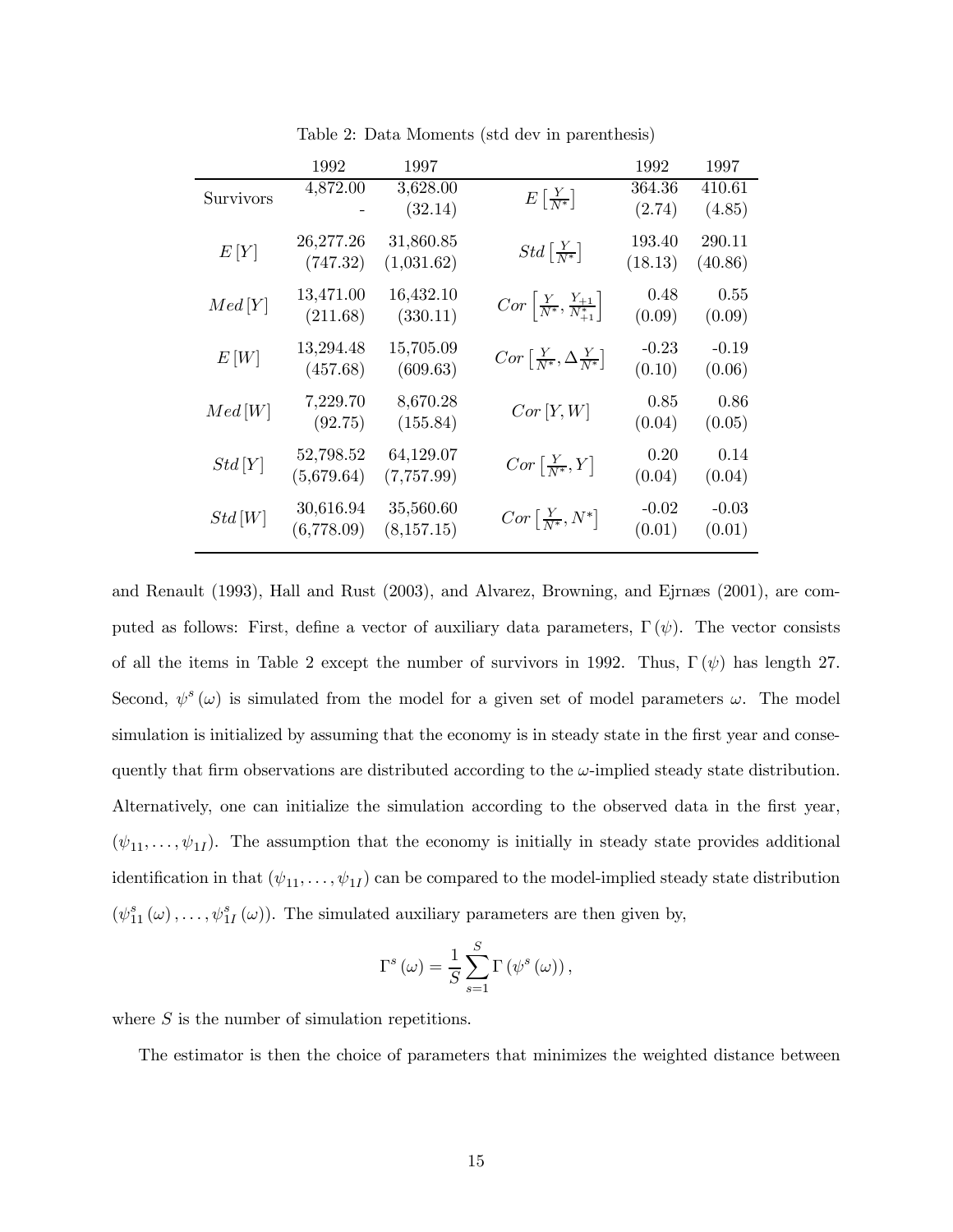Table 2: Data Moments (std dev in parenthesis)

| | 1992 | 1997 | | 1992 | 1997 |
|---|---|---|---|---|---|
| Survivors | 4,872.00 | 3,628.00 | $E\left[\frac{Y}{N^*}\right]$ | 364.36 | 410.61 |
| | - | (32.14) | | (2.74) | (4.85) |
| $E[Y]$ | 26,277.26 | 31,860.85 | $Std\left[\frac{Y}{N^*}\right]$ | 193.40 | 290.11 |
| | (747.32) | (1,031.62) | | (18.13) | (40.86) |
| $Med[Y]$ | 13,471.00 | 16,432.10 | $Cor\left[\frac{Y}{N^*}, \frac{Y_{+1}}{N^*_{+1}}\right]$ | 0.48 | 0.55 |
| | (211.68) | (330.11) | | (0.09) | (0.09) |
| $E[W]$ | 13,294.48 | 15,705.09 | $Cor\left[\frac{Y}{N^*}, \Delta\frac{Y}{N^*}\right]$ | -0.23 | -0.19 |
| | (457.68) | (609.63) | | (0.10) | (0.06) |
| $Med[W]$ | 7,229.70 | 8,670.28 | $Cor[Y, W]$ | 0.85 | 0.86 |
| | (92.75) | (155.84) | | (0.04) | (0.05) |
| $Std[Y]$ | 52,798.52 | 64,129.07 | $Cor\left[\frac{Y}{N^*}, Y\right]$ | 0.20 | 0.14 |
| | (5,679.64) | (7,757.99) | | (0.04) | (0.04) |
| $Std[W]$ | 30,616.94 | 35,560.60 | $Cor\left[\frac{Y}{N^*}, N^*\right]$ | -0.02 | -0.03 |
| | (6,778.09) | (8,157.15) | | (0.01) | (0.01) |

and Renault (1993), Hall and Rust (2003), and Alvarez, Browning, and Ejrnæs (2001), are computed as follows: First, define a vector of auxiliary data parameters, $\Gamma(\psi)$. The vector consists of all the items in Table 2 except the number of survivors in 1992. Thus, $\Gamma(\psi)$ has length 27. Second, $\psi^s(\omega)$ is simulated from the model for a given set of model parameters $\omega$. The model simulation is initialized by assuming that the economy is in steady state in the first year and consequently that firm observations are distributed according to the $\omega$-implied steady state distribution. Alternatively, one can initialize the simulation according to the observed data in the first year, $(\psi_{11}, \ldots, \psi_{1I})$. The assumption that the economy is initially in steady state provides additional identification in that $(\psi_{11}, \ldots, \psi_{1I})$ can be compared to the model-implied steady state distribution $(\psi^s_{11}(\omega), \ldots, \psi^s_{1I}(\omega))$. The simulated auxiliary parameters are then given by,

$$\Gamma^s(\omega) = \frac{1}{S}\sum_{s=1}^{S}\Gamma(\psi^s(\omega)),$$

where $S$ is the number of simulation repetitions.

The estimator is then the choice of parameters that minimizes the weighted distance between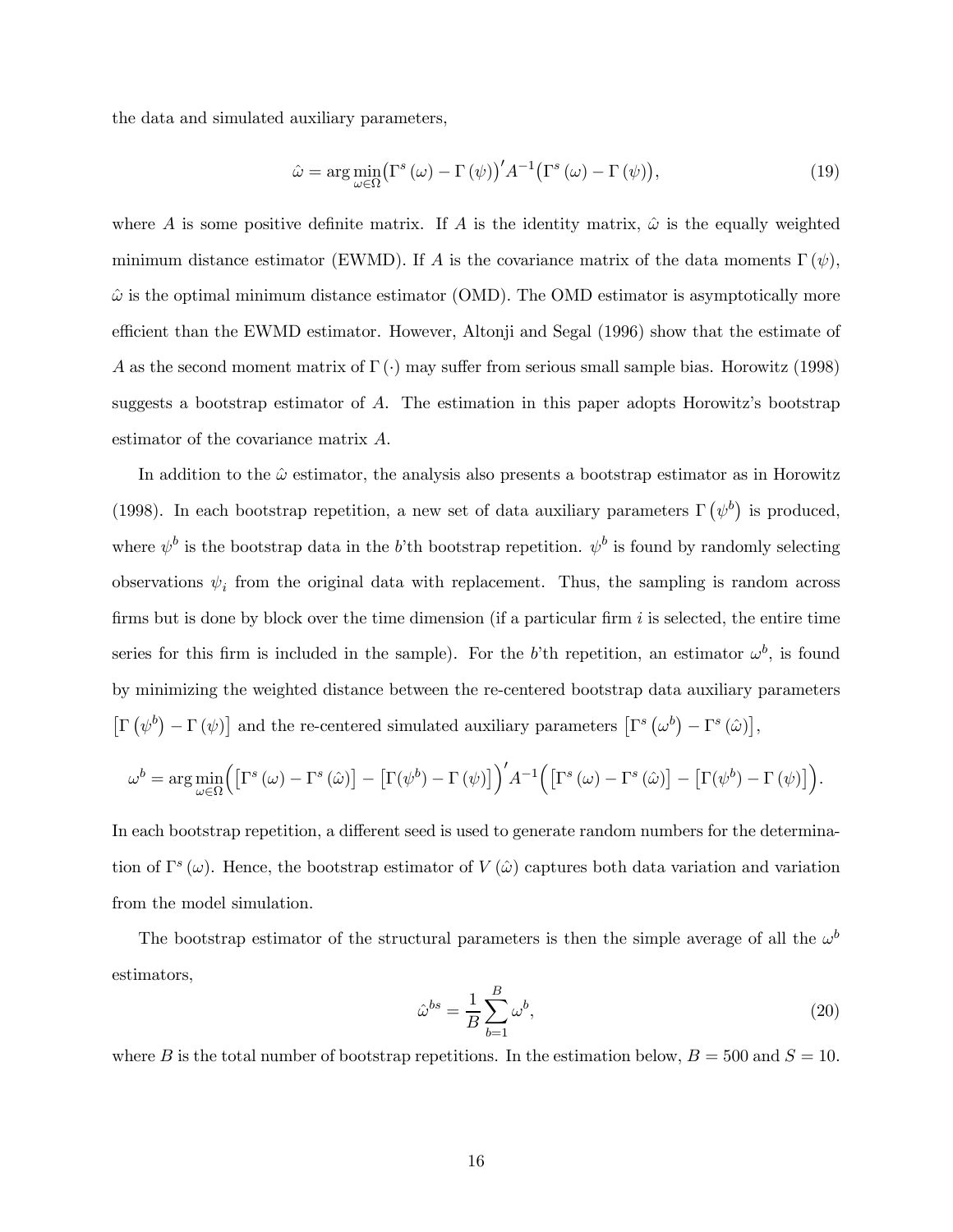the data and simulated auxiliary parameters,

$$\hat{\omega} = \arg\min_{\omega \in \Omega} \big(\Gamma^s(\omega) - \Gamma(\psi)\big)' A^{-1} \big(\Gamma^s(\omega) - \Gamma(\psi)\big), \tag{19}$$

where $A$ is some positive definite matrix. If $A$ is the identity matrix, $\hat{\omega}$ is the equally weighted minimum distance estimator (EWMD). If $A$ is the covariance matrix of the data moments $\Gamma(\psi)$, $\hat{\omega}$ is the optimal minimum distance estimator (OMD). The OMD estimator is asymptotically more efficient than the EWMD estimator. However, Altonji and Segal (1996) show that the estimate of $A$ as the second moment matrix of $\Gamma(\cdot)$ may suffer from serious small sample bias. Horowitz (1998) suggests a bootstrap estimator of $A$. The estimation in this paper adopts Horowitz's bootstrap estimator of the covariance matrix $A$.

In addition to the $\hat{\omega}$ estimator, the analysis also presents a bootstrap estimator as in Horowitz (1998). In each bootstrap repetition, a new set of data auxiliary parameters $\Gamma(\psi^b)$ is produced, where $\psi^b$ is the bootstrap data in the $b$'th bootstrap repetition. $\psi^b$ is found by randomly selecting observations $\psi_i$ from the original data with replacement. Thus, the sampling is random across firms but is done by block over the time dimension (if a particular firm $i$ is selected, the entire time series for this firm is included in the sample). For the $b$'th repetition, an estimator $\omega^b$, is found by minimizing the weighted distance between the re-centered bootstrap data auxiliary parameters $\left[\Gamma(\psi^b) - \Gamma(\psi)\right]$ and the re-centered simulated auxiliary parameters $\left[\Gamma^s(\omega^b) - \Gamma^s(\hat{\omega})\right]$,

$$\omega^b = \arg\min_{\omega \in \Omega} \Big( \left[\Gamma^s(\omega) - \Gamma^s(\hat{\omega})\right] - \left[\Gamma(\psi^b) - \Gamma(\psi)\right] \Big)' A^{-1} \Big( \left[\Gamma^s(\omega) - \Gamma^s(\hat{\omega})\right] - \left[\Gamma(\psi^b) - \Gamma(\psi)\right] \Big).$$

In each bootstrap repetition, a different seed is used to generate random numbers for the determination of $\Gamma^s(\omega)$. Hence, the bootstrap estimator of $V(\hat{\omega})$ captures both data variation and variation from the model simulation.

The bootstrap estimator of the structural parameters is then the simple average of all the $\omega^b$ estimators,

$$\hat{\omega}^{bs} = \frac{1}{B} \sum_{b=1}^{B} \omega^b, \tag{20}$$

where $B$ is the total number of bootstrap repetitions. In the estimation below, $B = 500$ and $S = 10$.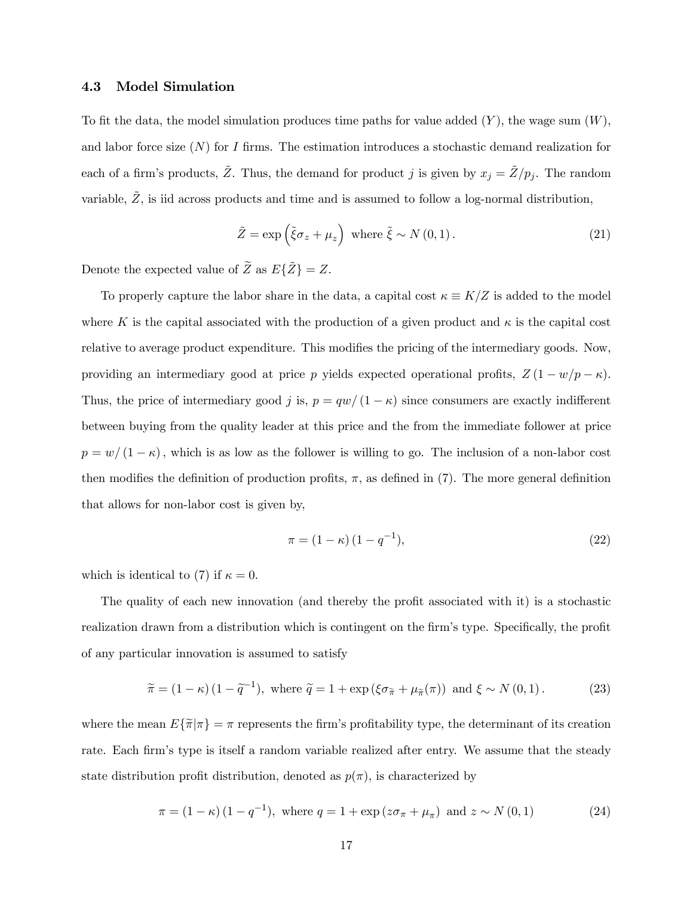### 4.3 Model Simulation

To fit the data, the model simulation produces time paths for value added ($Y$), the wage sum ($W$), and labor force size ($N$) for $I$ firms. The estimation introduces a stochastic demand realization for each of a firm's products, $\tilde{Z}$. Thus, the demand for product $j$ is given by $x_j = \tilde{Z}/p_j$. The random variable, $\tilde{Z}$, is iid across products and time and is assumed to follow a log-normal distribution,

$$\tilde{Z} = \exp\left(\tilde{\xi}\sigma_z + \mu_z\right) \text{ where } \tilde{\xi} \sim N(0,1). \tag{21}$$

Denote the expected value of $\widetilde{Z}$ as $E\{\widetilde{Z}\} = Z$.

To properly capture the labor share in the data, a capital cost $\kappa \equiv K/Z$ is added to the model where $K$ is the capital associated with the production of a given product and $\kappa$ is the capital cost relative to average product expenditure. This modifies the pricing of the intermediary goods. Now, providing an intermediary good at price $p$ yields expected operational profits, $Z(1 - w/p - \kappa)$. Thus, the price of intermediary good $j$ is, $p = qw/(1-\kappa)$ since consumers are exactly indifferent between buying from the quality leader at this price and the from the immediate follower at price $p = w/(1-\kappa)$, which is as low as the follower is willing to go. The inclusion of a non-labor cost then modifies the definition of production profits, $\pi$, as defined in (7). The more general definition that allows for non-labor cost is given by,

$$\pi = (1-\kappa)(1-q^{-1}), \tag{22}$$

which is identical to (7) if $\kappa = 0$.

The quality of each new innovation (and thereby the profit associated with it) is a stochastic realization drawn from a distribution which is contingent on the firm's type. Specifically, the profit of any particular innovation is assumed to satisfy

$$\widetilde{\pi} = (1-\kappa)(1-\widetilde{q}^{-1}), \text{ where } \widetilde{q} = 1 + \exp\left(\xi\sigma_{\widetilde{\pi}} + \mu_{\widetilde{\pi}}(\pi)\right) \text{ and } \xi \sim N(0,1). \tag{23}$$

where the mean $E\{\widetilde{\pi}|\pi\} = \pi$ represents the firm's profitability type, the determinant of its creation rate. Each firm's type is itself a random variable realized after entry. We assume that the steady state distribution profit distribution, denoted as $p(\pi)$, is characterized by

$$\pi = (1-\kappa)(1-q^{-1}), \text{ where } q = 1 + \exp\left(z\sigma_\pi + \mu_\pi\right) \text{ and } z \sim N(0,1) \tag{24}$$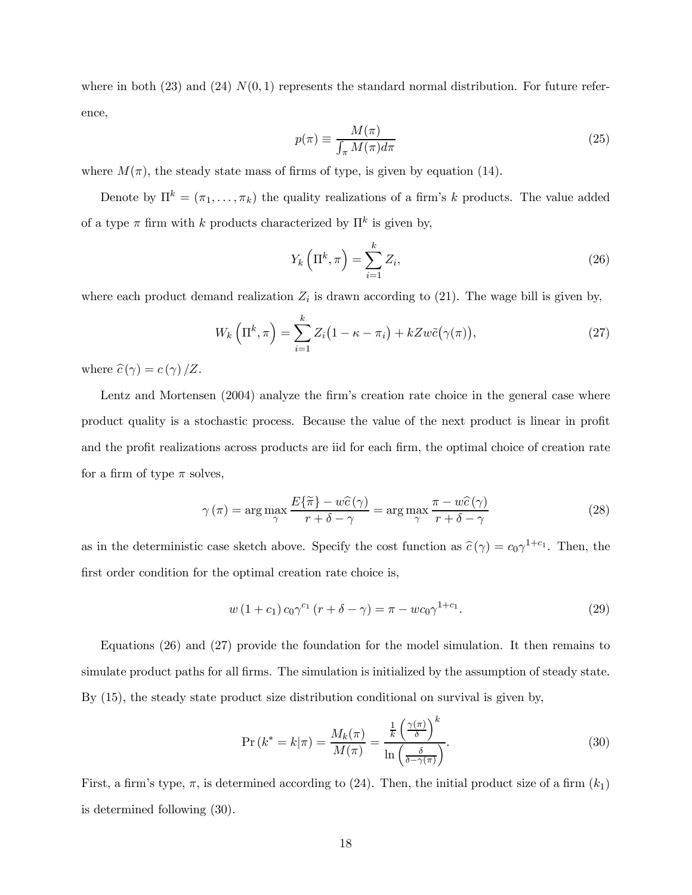where in both (23) and (24) $N(0,1)$ represents the standard normal distribution. For future reference,

$$p(\pi) \equiv \frac{M(\pi)}{\int_{\pi} M(\pi) d\pi} \tag{25}$$

where $M(\pi)$, the steady state mass of firms of type, is given by equation (14).

Denote by $\Pi^k = (\pi_1, \ldots, \pi_k)$ the quality realizations of a firm's $k$ products. The value added of a type $\pi$ firm with $k$ products characterized by $\Pi^k$ is given by,

$$Y_k\left(\Pi^k, \pi\right) = \sum_{i=1}^{k} Z_i, \tag{26}$$

where each product demand realization $Z_i$ is drawn according to (21). The wage bill is given by,

$$W_k\left(\Pi^k, \pi\right) = \sum_{i=1}^{k} Z_i\big(1 - \kappa - \pi_i\big) + kZw\tilde{c}\big(\gamma(\pi)\big), \tag{27}$$

where $\widehat{c}(\gamma) = c(\gamma)/Z$.

Lentz and Mortensen (2004) analyze the firm's creation rate choice in the general case where product quality is a stochastic process. Because the value of the next product is linear in profit and the profit realizations across products are iid for each firm, the optimal choice of creation rate for a firm of type $\pi$ solves,

$$\gamma(\pi) = \arg\max_{\gamma} \frac{E\{\widetilde{\pi}\} - w\widehat{c}(\gamma)}{r + \delta - \gamma} = \arg\max_{\gamma} \frac{\pi - w\widehat{c}(\gamma)}{r + \delta - \gamma} \tag{28}$$

as in the deterministic case sketch above. Specify the cost function as $\widehat{c}(\gamma) = c_0 \gamma^{1+c_1}$. Then, the first order condition for the optimal creation rate choice is,

$$w(1 + c_1) c_0 \gamma^{c_1} (r + \delta - \gamma) = \pi - w c_0 \gamma^{1+c_1}. \tag{29}$$

Equations (26) and (27) provide the foundation for the model simulation. It then remains to simulate product paths for all firms. The simulation is initialized by the assumption of steady state. By (15), the steady state product size distribution conditional on survival is given by,

$$\Pr(k^* = k|\pi) = \frac{M_k(\pi)}{M(\pi)} = \frac{\frac{1}{k}\left(\frac{\gamma(\pi)}{\delta}\right)^k}{\ln\left(\frac{\delta}{\delta - \gamma(\pi)}\right)}. \tag{30}$$

First, a firm's type, $\pi$, is determined according to (24). Then, the initial product size of a firm ($k_1$) is determined following (30).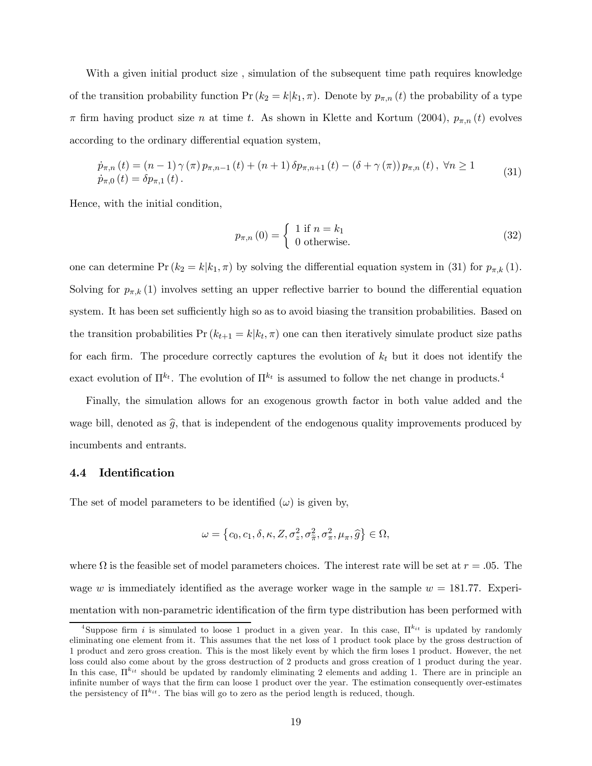With a given initial product size , simulation of the subsequent time path requires knowledge of the transition probability function $\Pr(k_2 = k|k_1, \pi)$. Denote by $p_{\pi,n}(t)$ the probability of a type $\pi$ firm having product size $n$ at time $t$. As shown in Klette and Kortum (2004), $p_{\pi,n}(t)$ evolves according to the ordinary differential equation system,

$$
\begin{aligned}
&\dot{p}_{\pi,n}(t) = (n-1)\gamma(\pi)\, p_{\pi,n-1}(t) + (n+1)\,\delta p_{\pi,n+1}(t) - (\delta + \gamma(\pi))\, p_{\pi,n}(t), \ \forall n \geq 1 \\
&\dot{p}_{\pi,0}(t) = \delta p_{\pi,1}(t).
\end{aligned} \tag{31}
$$

Hence, with the initial condition,

$$
p_{\pi,n}(0) = \begin{cases} 1 \text{ if } n = k_1 \\ 0 \text{ otherwise.} \end{cases} \tag{32}
$$

one can determine $\Pr(k_2 = k|k_1, \pi)$ by solving the differential equation system in (31) for $p_{\pi,k}(1)$. Solving for $p_{\pi,k}(1)$ involves setting an upper reflective barrier to bound the differential equation system. It has been set sufficiently high so as to avoid biasing the transition probabilities. Based on the transition probabilities $\Pr(k_{t+1} = k|k_t, \pi)$ one can then iteratively simulate product size paths for each firm. The procedure correctly captures the evolution of $k_t$ but it does not identify the exact evolution of $\Pi^{k_t}$. The evolution of $\Pi^{k_t}$ is assumed to follow the net change in products.[4]

Finally, the simulation allows for an exogenous growth factor in both value added and the wage bill, denoted as $\widehat{g}$, that is independent of the endogenous quality improvements produced by incumbents and entrants.

### 4.4 Identification

The set of model parameters to be identified ($\omega$) is given by,

$$
\omega = \left\{c_0, c_1, \delta, \kappa, Z, \sigma_z^2, \sigma_{\widetilde{\pi}}^2, \sigma_\pi^2, \mu_\pi, \widehat{g}\right\} \in \Omega,
$$

where $\Omega$ is the feasible set of model parameters choices. The interest rate will be set at $r = .05$. The wage $w$ is immediately identified as the average worker wage in the sample $w = 181.77$. Experimentation with non-parametric identification of the firm type distribution has been performed with

---

[4] Suppose firm $i$ is simulated to loose 1 product in a given year. In this case, $\Pi^{k_{it}}$ is updated by randomly eliminating one element from it. This assumes that the net loss of 1 product took place by the gross destruction of 1 product and zero gross creation. This is the most likely event by which the firm loses 1 product. However, the net loss could also come about by the gross destruction of 2 products and gross creation of 1 product during the year. In this case, $\Pi^{k_{it}}$ should be updated by randomly eliminating 2 elements and adding 1. There are in principle an infinite number of ways that the firm can loose 1 product over the year. The estimation consequently over-estimates the persistency of $\Pi^{k_{it}}$. The bias will go to zero as the period length is reduced, though.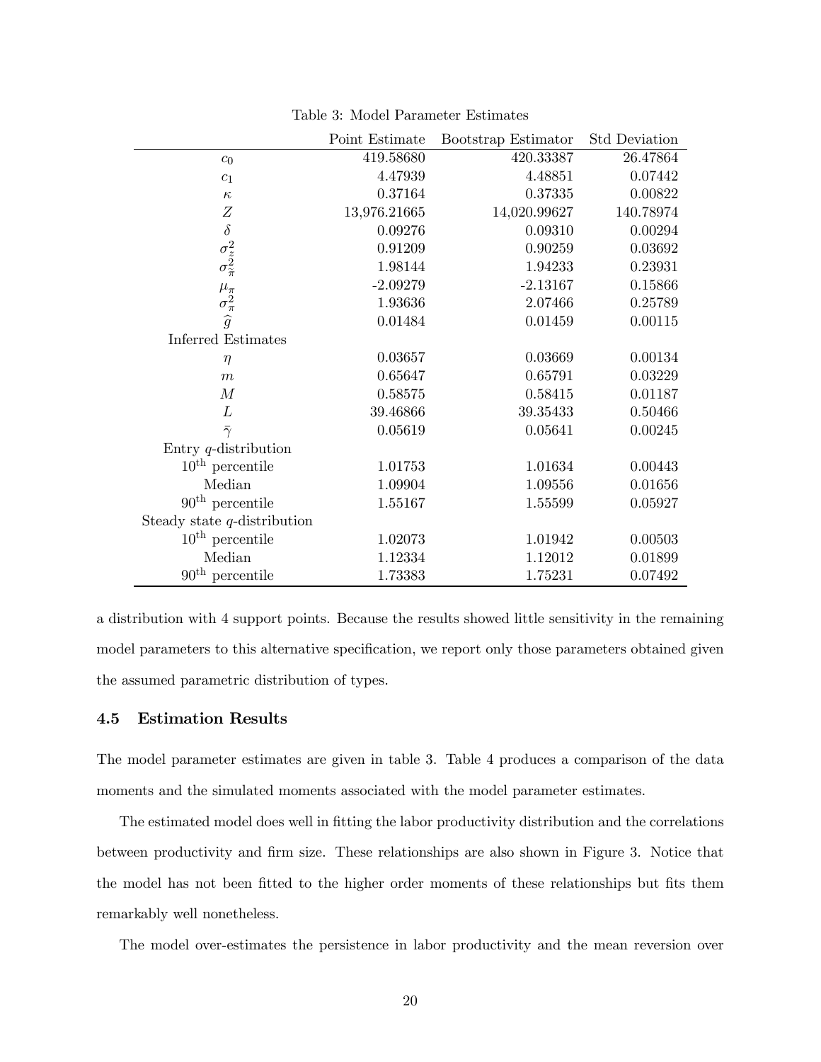Table 3: Model Parameter Estimates

| | Point Estimate | Bootstrap Estimator | Std Deviation |
|---|---|---|---|
| $c_0$ | 419.58680 | 420.33387 | 26.47864 |
| $c_1$ | 4.47939 | 4.48851 | 0.07442 |
| $\kappa$ | 0.37164 | 0.37335 | 0.00822 |
| $Z$ | 13,976.21665 | 14,020.99627 | 140.78974 |
| $\delta$ | 0.09276 | 0.09310 | 0.00294 |
| $\sigma_z^2$ | 0.91209 | 0.90259 | 0.03692 |
| $\sigma_{\widetilde{\pi}}^2$ | 1.98144 | 1.94233 | 0.23931 |
| $\mu_\pi$ | -2.09279 | -2.13167 | 0.15866 |
| $\sigma_\pi^2$ | 1.93636 | 2.07466 | 0.25789 |
| $\widehat{g}$ | 0.01484 | 0.01459 | 0.00115 |
| Inferred Estimates | | | |
| $\eta$ | 0.03657 | 0.03669 | 0.00134 |
| $m$ | 0.65647 | 0.65791 | 0.03229 |
| $M$ | 0.58575 | 0.58415 | 0.01187 |
| $L$ | 39.46866 | 39.35433 | 0.50466 |
| $\bar{\gamma}$ | 0.05619 | 0.05641 | 0.00245 |
| Entry $q$-distribution | | | |
| $10^{\text{th}}$ percentile | 1.01753 | 1.01634 | 0.00443 |
| Median | 1.09904 | 1.09556 | 0.01656 |
| $90^{\text{th}}$ percentile | 1.55167 | 1.55599 | 0.05927 |
| Steady state $q$-distribution | | | |
| $10^{\text{th}}$ percentile | 1.02073 | 1.01942 | 0.00503 |
| Median | 1.12334 | 1.12012 | 0.01899 |
| $90^{\text{th}}$ percentile | 1.73383 | 1.75231 | 0.07492 |

a distribution with 4 support points. Because the results showed little sensitivity in the remaining model parameters to this alternative specification, we report only those parameters obtained given the assumed parametric distribution of types.

### 4.5 Estimation Results

The model parameter estimates are given in table 3. Table 4 produces a comparison of the data moments and the simulated moments associated with the model parameter estimates.

The estimated model does well in fitting the labor productivity distribution and the correlations between productivity and firm size. These relationships are also shown in Figure 3. Notice that the model has not been fitted to the higher order moments of these relationships but fits them remarkably well nonetheless.

The model over-estimates the persistence in labor productivity and the mean reversion over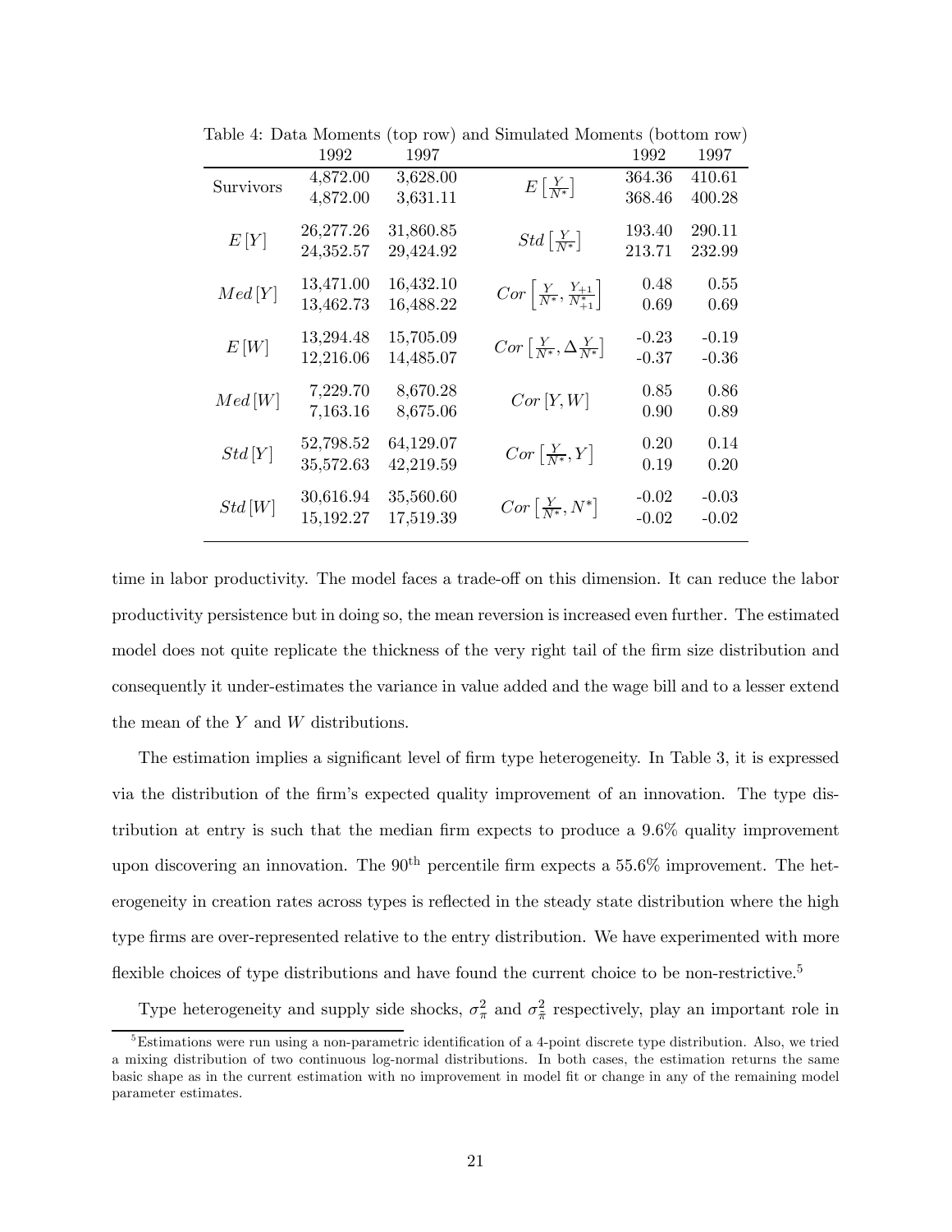Table 4: Data Moments (top row) and Simulated Moments (bottom row)

| | 1992 | 1997 | | 1992 | 1997 |
|---|---|---|---|---|---|
| Survivors | 4,872.00 | 3,628.00 | $E\left[\frac{Y}{N^*}\right]$ | 364.36 | 410.61 |
| | 4,872.00 | 3,631.11 | | 368.46 | 400.28 |
| $E[Y]$ | 26,277.26 | 31,860.85 | $Std\left[\frac{Y}{N^*}\right]$ | 193.40 | 290.11 |
| | 24,352.57 | 29,424.92 | | 213.71 | 232.99 |
| $Med[Y]$ | 13,471.00 | 16,432.10 | $Cor\left[\frac{Y}{N^*}, \frac{Y_{+1}}{N^*_{+1}}\right]$ | 0.48 | 0.55 |
| | 13,462.73 | 16,488.22 | | 0.69 | 0.69 |
| $E[W]$ | 13,294.48 | 15,705.09 | $Cor\left[\frac{Y}{N^*}, \Delta\frac{Y}{N^*}\right]$ | -0.23 | -0.19 |
| | 12,216.06 | 14,485.07 | | -0.37 | -0.36 |
| $Med[W]$ | 7,229.70 | 8,670.28 | $Cor[Y, W]$ | 0.85 | 0.86 |
| | 7,163.16 | 8,675.06 | | 0.90 | 0.89 |
| $Std[Y]$ | 52,798.52 | 64,129.07 | $Cor\left[\frac{Y}{N^*}, Y\right]$ | 0.20 | 0.14 |
| | 35,572.63 | 42,219.59 | | 0.19 | 0.20 |
| $Std[W]$ | 30,616.94 | 35,560.60 | $Cor\left[\frac{Y}{N^*}, N^*\right]$ | -0.02 | -0.03 |
| | 15,192.27 | 17,519.39 | | -0.02 | -0.02 |

time in labor productivity. The model faces a trade-off on this dimension. It can reduce the labor productivity persistence but in doing so, the mean reversion is increased even further. The estimated model does not quite replicate the thickness of the very right tail of the firm size distribution and consequently it under-estimates the variance in value added and the wage bill and to a lesser extend the mean of the $Y$ and $W$ distributions.

The estimation implies a significant level of firm type heterogeneity. In Table 3, it is expressed via the distribution of the firm's expected quality improvement of an innovation. The type distribution at entry is such that the median firm expects to produce a 9.6% quality improvement upon discovering an innovation. The 90$^{\text{th}}$ percentile firm expects a 55.6% improvement. The heterogeneity in creation rates across types is reflected in the steady state distribution where the high type firms are over-represented relative to the entry distribution. We have experimented with more flexible choices of type distributions and have found the current choice to be non-restrictive.[5]

Type heterogeneity and supply side shocks, $\sigma^2_\pi$ and $\sigma^2_{\tilde{\pi}}$ respectively, play an important role in

[5]Estimations were run using a non-parametric identification of a 4-point discrete type distribution. Also, we tried a mixing distribution of two continuous log-normal distributions. In both cases, the estimation returns the same basic shape as in the current estimation with no improvement in model fit or change in any of the remaining model parameter estimates.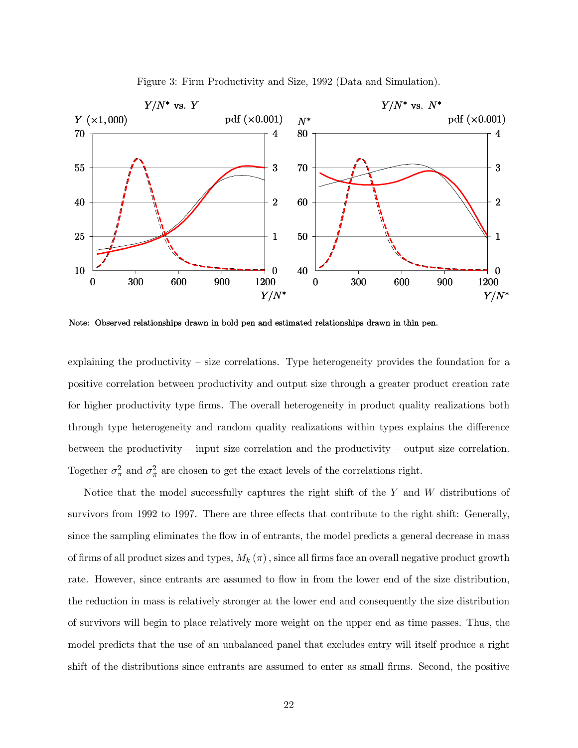Figure 3: Firm Productivity and Size, 1992 (Data and Simulation).

Note: Observed relationships drawn in bold pen and estimated relationships drawn in thin pen.

explaining the productivity – size correlations. Type heterogeneity provides the foundation for a positive correlation between productivity and output size through a greater product creation rate for higher productivity type firms. The overall heterogeneity in product quality realizations both through type heterogeneity and random quality realizations within types explains the difference between the productivity – input size correlation and the productivity – output size correlation. Together $\sigma_{\pi}^{2}$ and $\sigma_{\pi}^{2}$ are chosen to get the exact levels of the correlations right.

Notice that the model successfully captures the right shift of the $Y$ and $W$ distributions of survivors from 1992 to 1997. There are three effects that contribute to the right shift: Generally, since the sampling eliminates the flow in of entrants, the model predicts a general decrease in mass of firms of all product sizes and types, $M_k(\pi)$, since all firms face an overall negative product growth rate. However, since entrants are assumed to flow in from the lower end of the size distribution, the reduction in mass is relatively stronger at the lower end and consequently the size distribution of survivors will begin to place relatively more weight on the upper end as time passes. Thus, the model predicts that the use of an unbalanced panel that excludes entry will itself produce a right shift of the distributions since entrants are assumed to enter as small firms. Second, the positive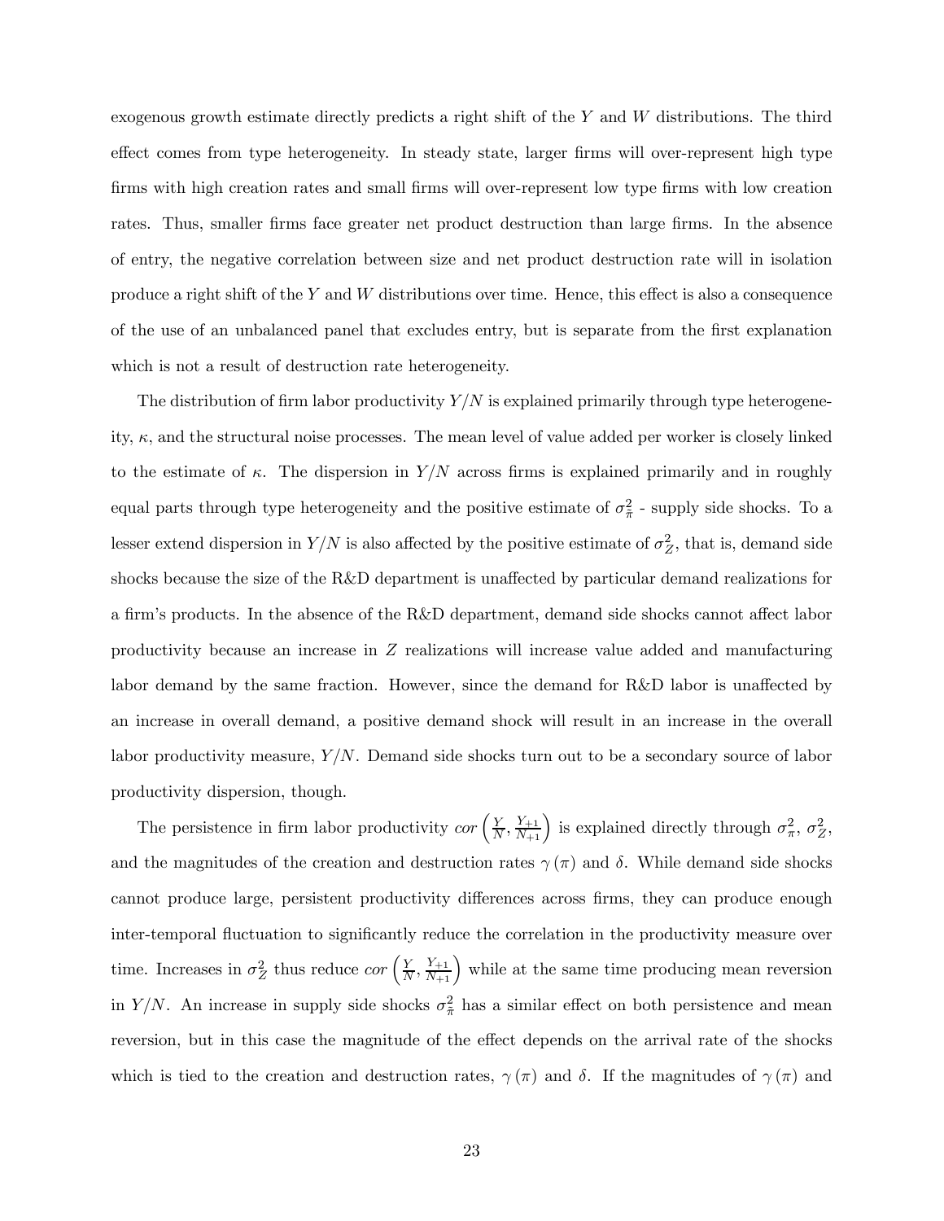exogenous growth estimate directly predicts a right shift of the $Y$ and $W$ distributions. The third effect comes from type heterogeneity. In steady state, larger firms will over-represent high type firms with high creation rates and small firms will over-represent low type firms with low creation rates. Thus, smaller firms face greater net product destruction than large firms. In the absence of entry, the negative correlation between size and net product destruction rate will in isolation produce a right shift of the $Y$ and $W$ distributions over time. Hence, this effect is also a consequence of the use of an unbalanced panel that excludes entry, but is separate from the first explanation which is not a result of destruction rate heterogeneity.

The distribution of firm labor productivity $Y/N$ is explained primarily through type heterogeneity, $\kappa$, and the structural noise processes. The mean level of value added per worker is closely linked to the estimate of $\kappa$. The dispersion in $Y/N$ across firms is explained primarily and in roughly equal parts through type heterogeneity and the positive estimate of $\sigma_{\pi}^2$ - supply side shocks. To a lesser extend dispersion in $Y/N$ is also affected by the positive estimate of $\sigma_Z^2$, that is, demand side shocks because the size of the R&D department is unaffected by particular demand realizations for a firm's products. In the absence of the R&D department, demand side shocks cannot affect labor productivity because an increase in $Z$ realizations will increase value added and manufacturing labor demand by the same fraction. However, since the demand for R&D labor is unaffected by an increase in overall demand, a positive demand shock will result in an increase in the overall labor productivity measure, $Y/N$. Demand side shocks turn out to be a secondary source of labor productivity dispersion, though.

The persistence in firm labor productivity $cor\left(\frac{Y}{N}, \frac{Y_{+1}}{N_{+1}}\right)$ is explained directly through $\sigma_{\pi}^2$, $\sigma_Z^2$, and the magnitudes of the creation and destruction rates $\gamma(\pi)$ and $\delta$. While demand side shocks cannot produce large, persistent productivity differences across firms, they can produce enough inter-temporal fluctuation to significantly reduce the correlation in the productivity measure over time. Increases in $\sigma_Z^2$ thus reduce $cor\left(\frac{Y}{N}, \frac{Y_{+1}}{N_{+1}}\right)$ while at the same time producing mean reversion in $Y/N$. An increase in supply side shocks $\sigma_{\pi}^2$ has a similar effect on both persistence and mean reversion, but in this case the magnitude of the effect depends on the arrival rate of the shocks which is tied to the creation and destruction rates, $\gamma(\pi)$ and $\delta$. If the magnitudes of $\gamma(\pi)$ and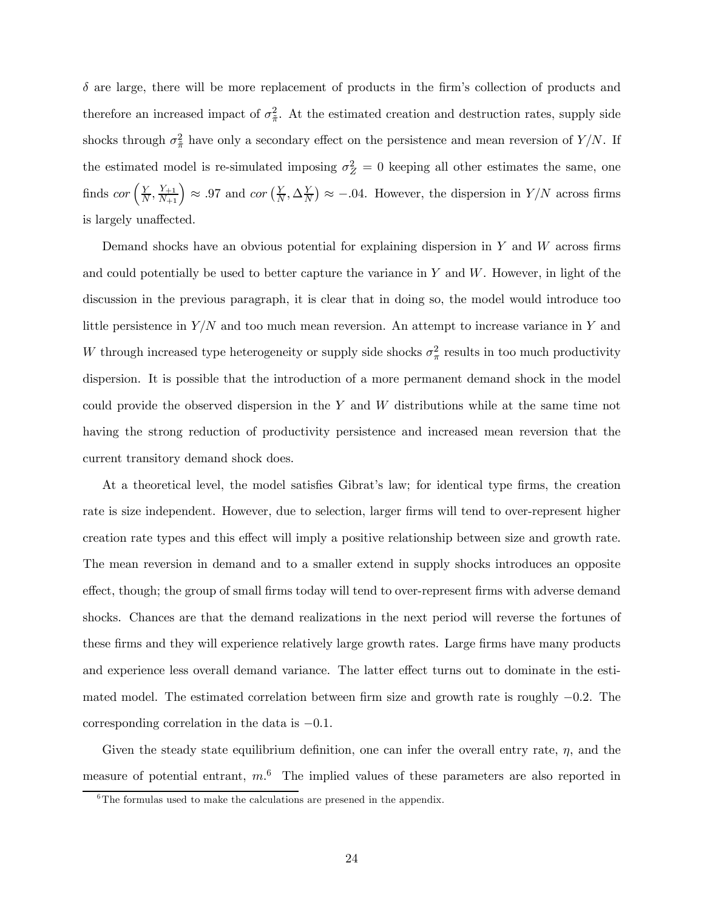$\delta$ are large, there will be more replacement of products in the firm's collection of products and therefore an increased impact of $\sigma^2_{\tilde{\pi}}$. At the estimated creation and destruction rates, supply side shocks through $\sigma^2_{\tilde{\pi}}$ have only a secondary effect on the persistence and mean reversion of $Y/N$. If the estimated model is re-simulated imposing $\sigma^2_Z = 0$ keeping all other estimates the same, one finds $cor\left(\frac{Y}{N}, \frac{Y_{+1}}{N_{+1}}\right) \approx .97$ and $cor\left(\frac{Y}{N}, \Delta\frac{Y}{N}\right) \approx -.04$. However, the dispersion in $Y/N$ across firms is largely unaffected.

Demand shocks have an obvious potential for explaining dispersion in $Y$ and $W$ across firms and could potentially be used to better capture the variance in $Y$ and $W$. However, in light of the discussion in the previous paragraph, it is clear that in doing so, the model would introduce too little persistence in $Y/N$ and too much mean reversion. An attempt to increase variance in $Y$ and $W$ through increased type heterogeneity or supply side shocks $\sigma^2_{\pi}$ results in too much productivity dispersion. It is possible that the introduction of a more permanent demand shock in the model could provide the observed dispersion in the $Y$ and $W$ distributions while at the same time not having the strong reduction of productivity persistence and increased mean reversion that the current transitory demand shock does.

At a theoretical level, the model satisfies Gibrat's law; for identical type firms, the creation rate is size independent. However, due to selection, larger firms will tend to over-represent higher creation rate types and this effect will imply a positive relationship between size and growth rate. The mean reversion in demand and to a smaller extend in supply shocks introduces an opposite effect, though; the group of small firms today will tend to over-represent firms with adverse demand shocks. Chances are that the demand realizations in the next period will reverse the fortunes of these firms and they will experience relatively large growth rates. Large firms have many products and experience less overall demand variance. The latter effect turns out to dominate in the estimated model. The estimated correlation between firm size and growth rate is roughly $-0.2$. The corresponding correlation in the data is $-0.1$.

Given the steady state equilibrium definition, one can infer the overall entry rate, $\eta$, and the measure of potential entrant, $m$.[6] The implied values of these parameters are also reported in

[6] The formulas used to make the calculations are presened in the appendix.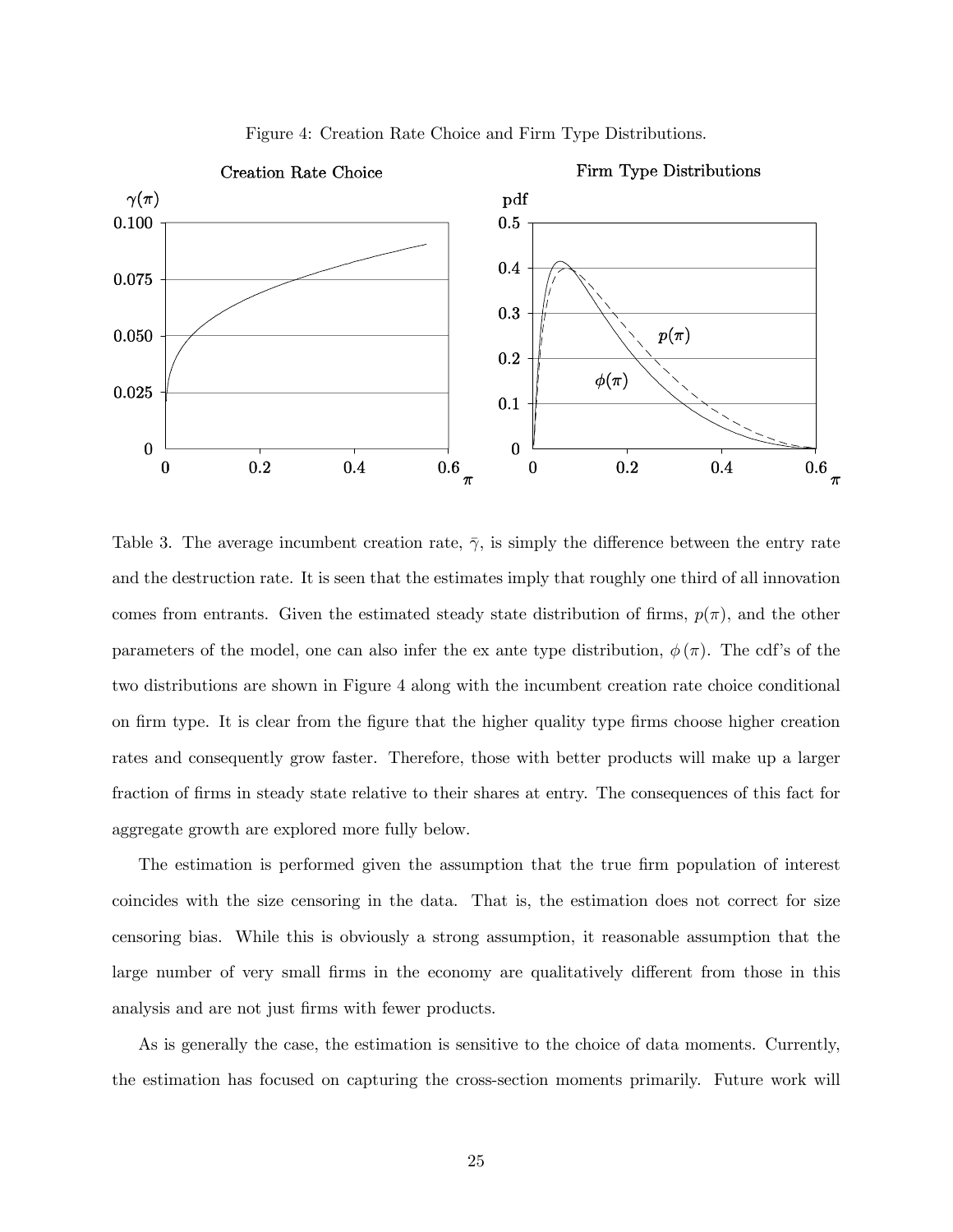Figure 4: Creation Rate Choice and Firm Type Distributions.

Table 3. The average incumbent creation rate, $\bar{\gamma}$, is simply the difference between the entry rate and the destruction rate. It is seen that the estimates imply that roughly one third of all innovation comes from entrants. Given the estimated steady state distribution of firms, $p(\pi)$, and the other parameters of the model, one can also infer the ex ante type distribution, $\phi(\pi)$. The cdf's of the two distributions are shown in Figure 4 along with the incumbent creation rate choice conditional on firm type. It is clear from the figure that the higher quality type firms choose higher creation rates and consequently grow faster. Therefore, those with better products will make up a larger fraction of firms in steady state relative to their shares at entry. The consequences of this fact for aggregate growth are explored more fully below.

The estimation is performed given the assumption that the true firm population of interest coincides with the size censoring in the data. That is, the estimation does not correct for size censoring bias. While this is obviously a strong assumption, it reasonable assumption that the large number of very small firms in the economy are qualitatively different from those in this analysis and are not just firms with fewer products.

As is generally the case, the estimation is sensitive to the choice of data moments. Currently, the estimation has focused on capturing the cross-section moments primarily. Future work will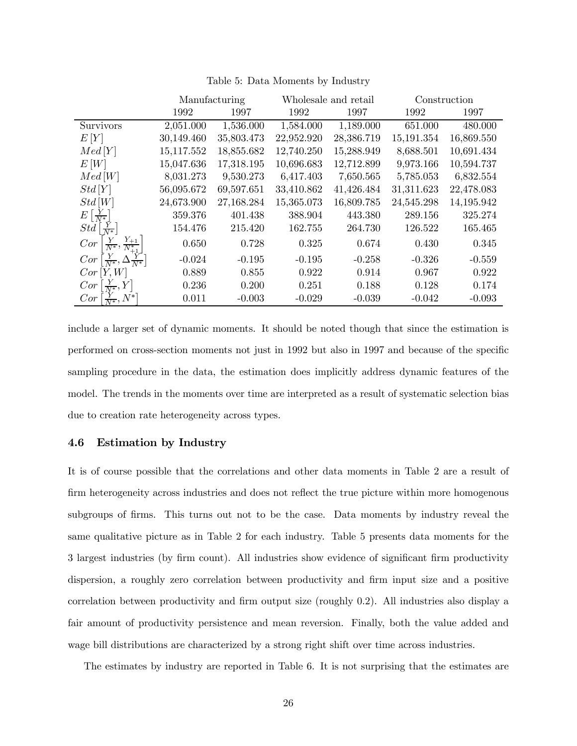Table 5: Data Moments by Industry

| | Manufacturing | | Wholesale and retail | | Construction | |
|---|---|---|---|---|---|---|
| | 1992 | 1997 | 1992 | 1997 | 1992 | 1997 |
| Survivors | 2,051.000 | 1,536.000 | 1,584.000 | 1,189.000 | 651.000 | 480.000 |
| $E[Y]$ | 30,149.460 | 35,803.473 | 22,952.920 | 28,386.719 | 15,191.354 | 16,869.550 |
| $Med[Y]$ | 15,117.552 | 18,855.682 | 12,740.250 | 15,288.949 | 8,688.501 | 10,691.434 |
| $E[W]$ | 15,047.636 | 17,318.195 | 10,696.683 | 12,712.899 | 9,973.166 | 10,594.737 |
| $Med[W]$ | 8,031.273 | 9,530.273 | 6,417.403 | 7,650.565 | 5,785.053 | 6,832.554 |
| $Std[Y]$ | 56,095.672 | 69,597.651 | 33,410.862 | 41,426.484 | 31,311.623 | 22,478.083 |
| $Std[W]$ | 24,673.900 | 27,168.284 | 15,365.073 | 16,809.785 | 24,545.298 | 14,195.942 |
| $E\left[\frac{Y}{N^*}\right]$ | 359.376 | 401.438 | 388.904 | 443.380 | 289.156 | 325.274 |
| $Std\left[\frac{Y}{N^*}\right]$ | 154.476 | 215.420 | 162.755 | 264.730 | 126.522 | 165.465 |
| $Cor\left[\frac{Y}{N^*}, \frac{Y_{+1}}{N^*_{+1}}\right]$ | 0.650 | 0.728 | 0.325 | 0.674 | 0.430 | 0.345 |
| $Cor\left[\frac{Y}{N^*}, \Delta\frac{Y}{N^*}\right]$ | -0.024 | -0.195 | -0.195 | -0.258 | -0.326 | -0.559 |
| $Cor[Y, W]$ | 0.889 | 0.855 | 0.922 | 0.914 | 0.967 | 0.922 |
| $Cor\left[\frac{Y}{N^*}, Y\right]$ | 0.236 | 0.200 | 0.251 | 0.188 | 0.128 | 0.174 |
| $Cor\left[\frac{Y}{N^*}, N^*\right]$ | 0.011 | -0.003 | -0.029 | -0.039 | -0.042 | -0.093 |

include a larger set of dynamic moments. It should be noted though that since the estimation is performed on cross-section moments not just in 1992 but also in 1997 and because of the specific sampling procedure in the data, the estimation does implicitly address dynamic features of the model. The trends in the moments over time are interpreted as a result of systematic selection bias due to creation rate heterogeneity across types.

### 4.6 Estimation by Industry

It is of course possible that the correlations and other data moments in Table 2 are a result of firm heterogeneity across industries and does not reflect the true picture within more homogenous subgroups of firms. This turns out not to be the case. Data moments by industry reveal the same qualitative picture as in Table 2 for each industry. Table 5 presents data moments for the 3 largest industries (by firm count). All industries show evidence of significant firm productivity dispersion, a roughly zero correlation between productivity and firm input size and a positive correlation between productivity and firm output size (roughly 0.2). All industries also display a fair amount of productivity persistence and mean reversion. Finally, both the value added and wage bill distributions are characterized by a strong right shift over time across industries.

The estimates by industry are reported in Table 6. It is not surprising that the estimates are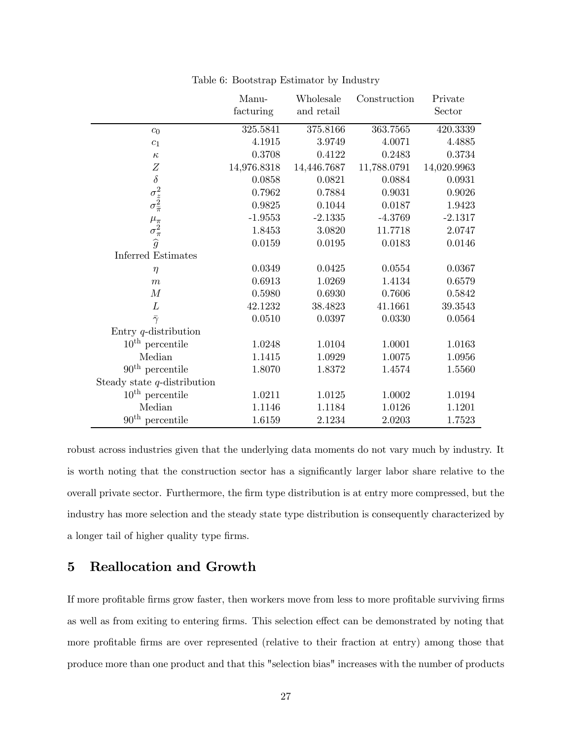Table 6: Bootstrap Estimator by Industry

| | Manu-facturing | Wholesale and retail | Construction | Private Sector |
|---|---|---|---|---|
| $c_0$ | 325.5841 | 375.8166 | 363.7565 | 420.3339 |
| $c_1$ | 4.1915 | 3.9749 | 4.0071 | 4.4885 |
| $\kappa$ | 0.3708 | 0.4122 | 0.2483 | 0.3734 |
| $Z$ | 14,976.8318 | 14,446.7687 | 11,788.0791 | 14,020.9963 |
| $\delta$ | 0.0858 | 0.0821 | 0.0884 | 0.0931 |
| $\sigma_z^2$ | 0.7962 | 0.7884 | 0.9031 | 0.9026 |
| $\sigma_{\pi}^2$ | 0.9825 | 0.1044 | 0.0187 | 1.9423 |
| $\mu_{\pi}$ | -1.9553 | -2.1335 | -4.3769 | -2.1317 |
| $\sigma_{\pi}^2$ | 1.8453 | 3.0820 | 11.7718 | 2.0747 |
| $\widehat{g}$ | 0.0159 | 0.0195 | 0.0183 | 0.0146 |
| Inferred Estimates | | | | |
| $\eta$ | 0.0349 | 0.0425 | 0.0554 | 0.0367 |
| $m$ | 0.6913 | 1.0269 | 1.4134 | 0.6579 |
| $M$ | 0.5980 | 0.6930 | 0.7606 | 0.5842 |
| $L$ | 42.1232 | 38.4823 | 41.1661 | 39.3543 |
| $\bar{\gamma}$ | 0.0510 | 0.0397 | 0.0330 | 0.0564 |
| Entry $q$-distribution | | | | |
| $10^{\text{th}}$ percentile | 1.0248 | 1.0104 | 1.0001 | 1.0163 |
| Median | 1.1415 | 1.0929 | 1.0075 | 1.0956 |
| $90^{\text{th}}$ percentile | 1.8070 | 1.8372 | 1.4574 | 1.5560 |
| Steady state $q$-distribution | | | | |
| $10^{\text{th}}$ percentile | 1.0211 | 1.0125 | 1.0002 | 1.0194 |
| Median | 1.1146 | 1.1184 | 1.0126 | 1.1201 |
| $90^{\text{th}}$ percentile | 1.6159 | 2.1234 | 2.0203 | 1.7523 |

robust across industries given that the underlying data moments do not vary much by industry. It is worth noting that the construction sector has a significantly larger labor share relative to the overall private sector. Furthermore, the firm type distribution is at entry more compressed, but the industry has more selection and the steady state type distribution is consequently characterized by a longer tail of higher quality type firms.

# 5 Reallocation and Growth

If more profitable firms grow faster, then workers move from less to more profitable surviving firms as well as from exiting to entering firms. This selection effect can be demonstrated by noting that more profitable firms are over represented (relative to their fraction at entry) among those that produce more than one product and that this "selection bias" increases with the number of products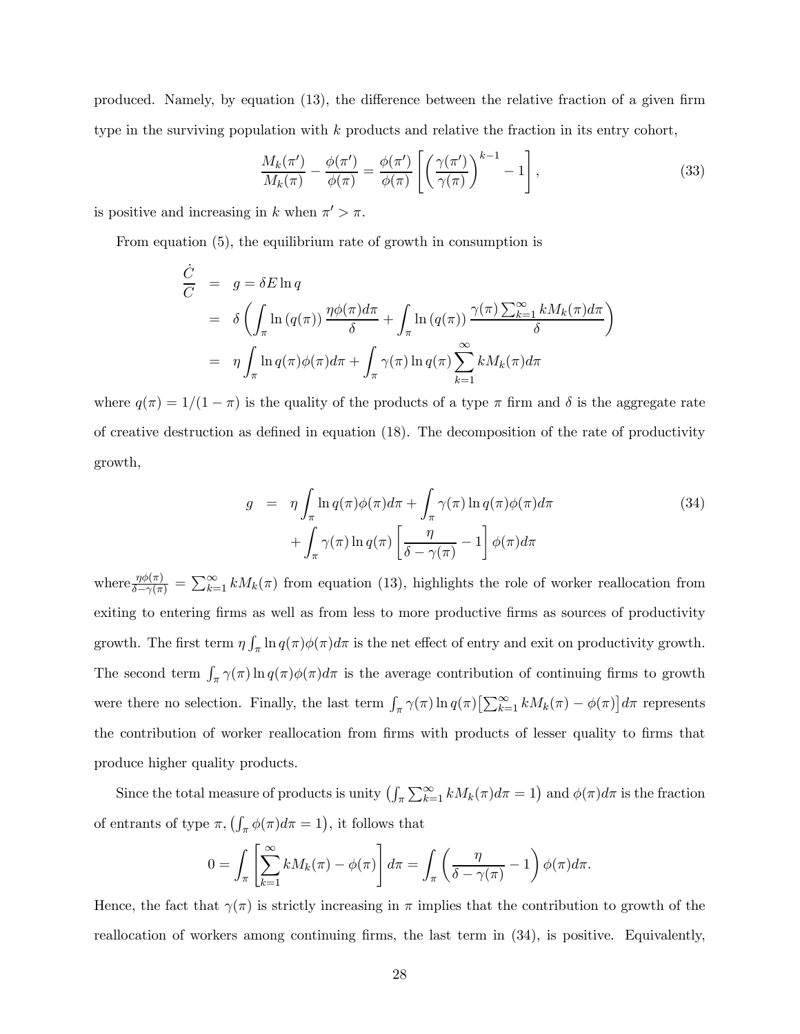produced. Namely, by equation (13), the difference between the relative fraction of a given firm type in the surviving population with $k$ products and relative the fraction in its entry cohort,

$$\frac{M_k(\pi')}{M_k(\pi)} - \frac{\phi(\pi')}{\phi(\pi)} = \frac{\phi(\pi')}{\phi(\pi)} \left[ \left( \frac{\gamma(\pi')}{\gamma(\pi)} \right)^{k-1} - 1 \right], \tag{33}$$

is positive and increasing in $k$ when $\pi' > \pi$.

From equation (5), the equilibrium rate of growth in consumption is

$$\begin{aligned}
\frac{\dot{C}}{C} &= g = \delta E \ln q \\
&= \delta \left( \int_\pi \ln (q(\pi)) \frac{\eta \phi(\pi) d\pi}{\delta} + \int_\pi \ln (q(\pi)) \frac{\gamma(\pi) \sum_{k=1}^\infty k M_k(\pi) d\pi}{\delta} \right) \\
&= \eta \int_\pi \ln q(\pi) \phi(\pi) d\pi + \int_\pi \gamma(\pi) \ln q(\pi) \sum_{k=1}^\infty k M_k(\pi) d\pi
\end{aligned}$$

where $q(\pi) = 1/(1-\pi)$ is the quality of the products of a type $\pi$ firm and $\delta$ is the aggregate rate of creative destruction as defined in equation (18). The decomposition of the rate of productivity growth,

$$\begin{aligned}
g &= \eta \int_\pi \ln q(\pi) \phi(\pi) d\pi + \int_\pi \gamma(\pi) \ln q(\pi) \phi(\pi) d\pi \\
&\quad + \int_\pi \gamma(\pi) \ln q(\pi) \left[ \frac{\eta}{\delta - \gamma(\pi)} - 1 \right] \phi(\pi) d\pi
\end{aligned} \tag{34}$$

where $\frac{\eta \phi(\pi)}{\delta - \gamma(\pi)} = \sum_{k=1}^\infty k M_k(\pi)$ from equation (13), highlights the role of worker reallocation from exiting to entering firms as well as from less to more productive firms as sources of productivity growth. The first term $\eta \int_\pi \ln q(\pi) \phi(\pi) d\pi$ is the net effect of entry and exit on productivity growth. The second term $\int_\pi \gamma(\pi) \ln q(\pi) \phi(\pi) d\pi$ is the average contribution of continuing firms to growth were there no selection. Finally, the last term $\int_\pi \gamma(\pi) \ln q(\pi) \left[ \sum_{k=1}^\infty k M_k(\pi) - \phi(\pi) \right] d\pi$ represents the contribution of worker reallocation from firms with products of lesser quality to firms that produce higher quality products.

Since the total measure of products is unity $\left( \int_\pi \sum_{k=1}^\infty k M_k(\pi) d\pi = 1 \right)$ and $\phi(\pi) d\pi$ is the fraction of entrants of type $\pi$, $\left( \int_\pi \phi(\pi) d\pi = 1 \right)$, it follows that

$$0 = \int_\pi \left[ \sum_{k=1}^\infty k M_k(\pi) - \phi(\pi) \right] d\pi = \int_\pi \left( \frac{\eta}{\delta - \gamma(\pi)} - 1 \right) \phi(\pi) d\pi.$$

Hence, the fact that $\gamma(\pi)$ is strictly increasing in $\pi$ implies that the contribution to growth of the reallocation of workers among continuing firms, the last term in (34), is positive. Equivalently,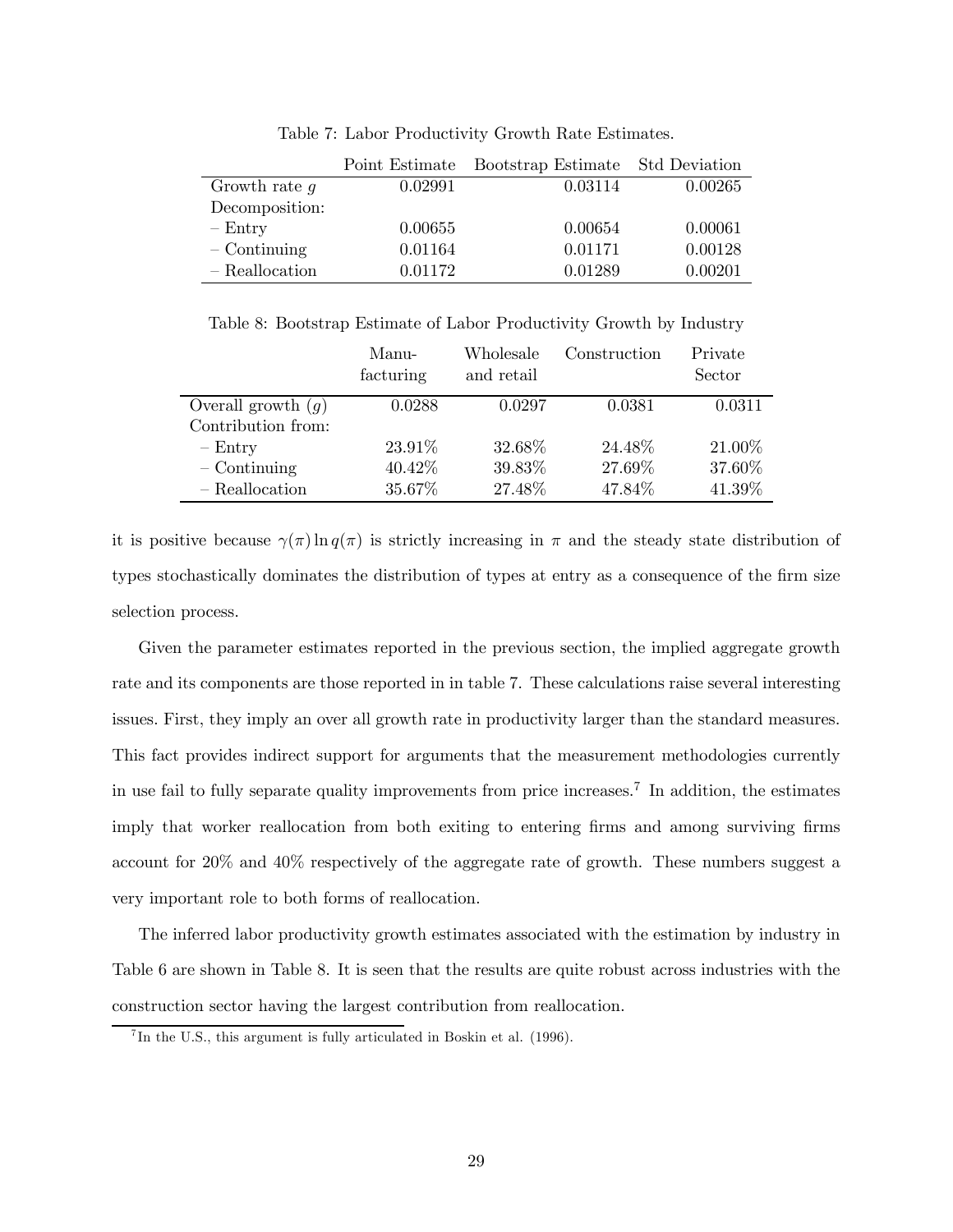Table 7: Labor Productivity Growth Rate Estimates.

| | Point Estimate | Bootstrap Estimate | Std Deviation |
|---|---|---|---|
| Growth rate $g$ | 0.02991 | 0.03114 | 0.00265 |
| Decomposition: | | | |
| – Entry | 0.00655 | 0.00654 | 0.00061 |
| – Continuing | 0.01164 | 0.01171 | 0.00128 |
| – Reallocation | 0.01172 | 0.01289 | 0.00201 |

Table 8: Bootstrap Estimate of Labor Productivity Growth by Industry

| | Manu-facturing | Wholesale and retail | Construction | Private Sector |
|---|---|---|---|---|
| Overall growth ($g$) | 0.0288 | 0.0297 | 0.0381 | 0.0311 |
| Contribution from: | | | | |
| – Entry | 23.91% | 32.68% | 24.48% | 21.00% |
| – Continuing | 40.42% | 39.83% | 27.69% | 37.60% |
| – Reallocation | 35.67% | 27.48% | 47.84% | 41.39% |

it is positive because $\gamma(\pi) \ln q(\pi)$ is strictly increasing in $\pi$ and the steady state distribution of types stochastically dominates the distribution of types at entry as a consequence of the firm size selection process.

Given the parameter estimates reported in the previous section, the implied aggregate growth rate and its components are those reported in in table 7. These calculations raise several interesting issues. First, they imply an over all growth rate in productivity larger than the standard measures. This fact provides indirect support for arguments that the measurement methodologies currently in use fail to fully separate quality improvements from price increases.[7] In addition, the estimates imply that worker reallocation from both exiting to entering firms and among surviving firms account for 20% and 40% respectively of the aggregate rate of growth. These numbers suggest a very important role to both forms of reallocation.

The inferred labor productivity growth estimates associated with the estimation by industry in Table 6 are shown in Table 8. It is seen that the results are quite robust across industries with the construction sector having the largest contribution from reallocation.

[7] In the U.S., this argument is fully articulated in Boskin et al. (1996).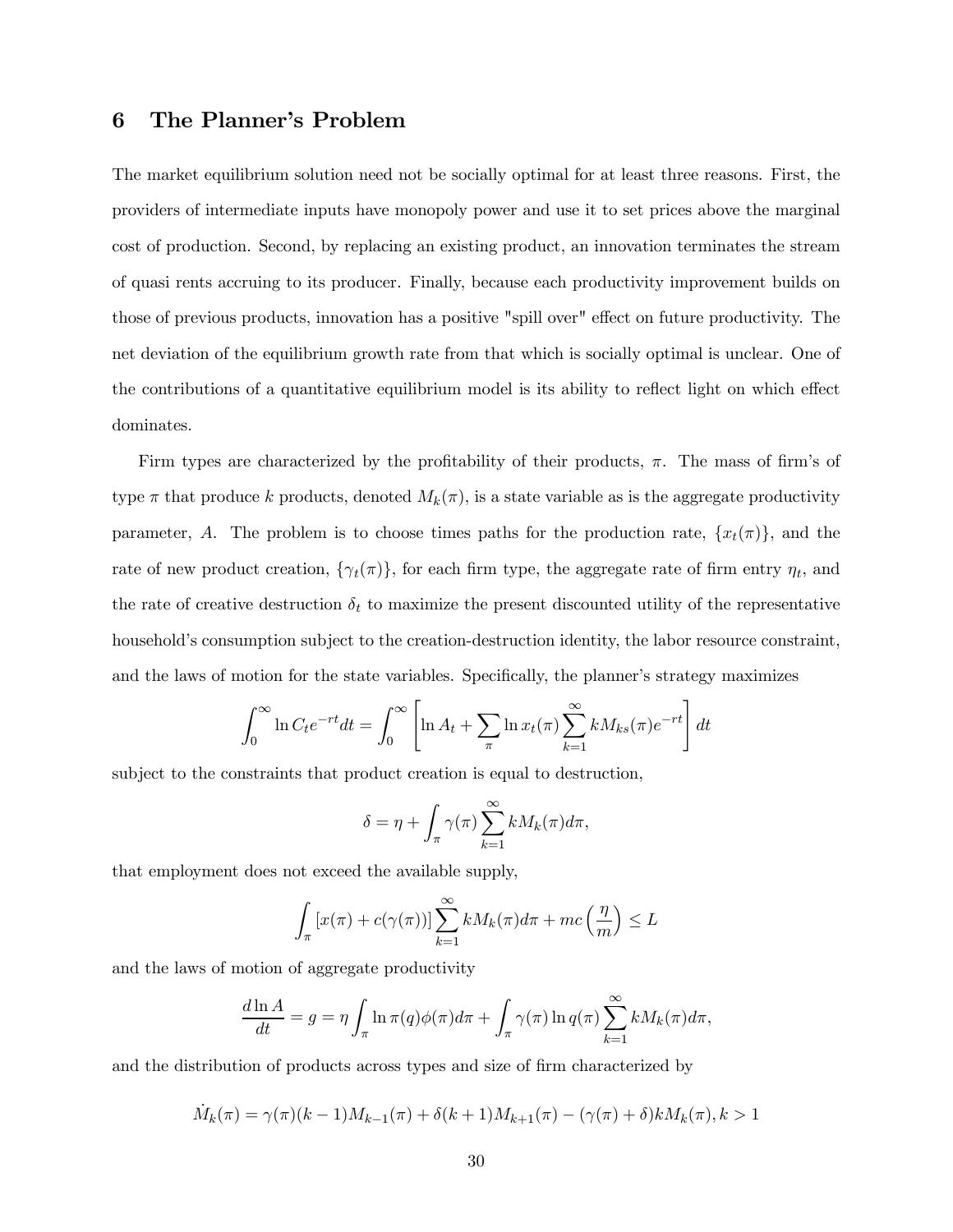# 6 The Planner's Problem

The market equilibrium solution need not be socially optimal for at least three reasons. First, the providers of intermediate inputs have monopoly power and use it to set prices above the marginal cost of production. Second, by replacing an existing product, an innovation terminates the stream of quasi rents accruing to its producer. Finally, because each productivity improvement builds on those of previous products, innovation has a positive "spill over" effect on future productivity. The net deviation of the equilibrium growth rate from that which is socially optimal is unclear. One of the contributions of a quantitative equilibrium model is its ability to reflect light on which effect dominates.

Firm types are characterized by the profitability of their products, $\pi$. The mass of firm's of type $\pi$ that produce $k$ products, denoted $M_k(\pi)$, is a state variable as is the aggregate productivity parameter, $A$. The problem is to choose times paths for the production rate, $\{x_t(\pi)\}$, and the rate of new product creation, $\{\gamma_t(\pi)\}$, for each firm type, the aggregate rate of firm entry $\eta_t$, and the rate of creative destruction $\delta_t$ to maximize the present discounted utility of the representative household's consumption subject to the creation-destruction identity, the labor resource constraint, and the laws of motion for the state variables. Specifically, the planner's strategy maximizes

$$\int_0^\infty \ln C_t e^{-rt} dt = \int_0^\infty \left[ \ln A_t + \sum_\pi \ln x_t(\pi) \sum_{k=1}^\infty k M_{ks}(\pi) e^{-rt} \right] dt$$

subject to the constraints that product creation is equal to destruction,

$$\delta = \eta + \int_\pi \gamma(\pi) \sum_{k=1}^\infty k M_k(\pi) d\pi,$$

that employment does not exceed the available supply,

$$\int_\pi [x(\pi) + c(\gamma(\pi))] \sum_{k=1}^\infty k M_k(\pi) d\pi + mc\left(\frac{\eta}{m}\right) \leq L$$

and the laws of motion of aggregate productivity

$$\frac{d \ln A}{dt} = g = \eta \int_\pi \ln \pi(q) \phi(\pi) d\pi + \int_\pi \gamma(\pi) \ln q(\pi) \sum_{k=1}^\infty k M_k(\pi) d\pi,$$

and the distribution of products across types and size of firm characterized by

$$\dot{M}_k(\pi) = \gamma(\pi)(k-1)M_{k-1}(\pi) + \delta(k+1)M_{k+1}(\pi) - (\gamma(\pi) + \delta)k M_k(\pi), k > 1$$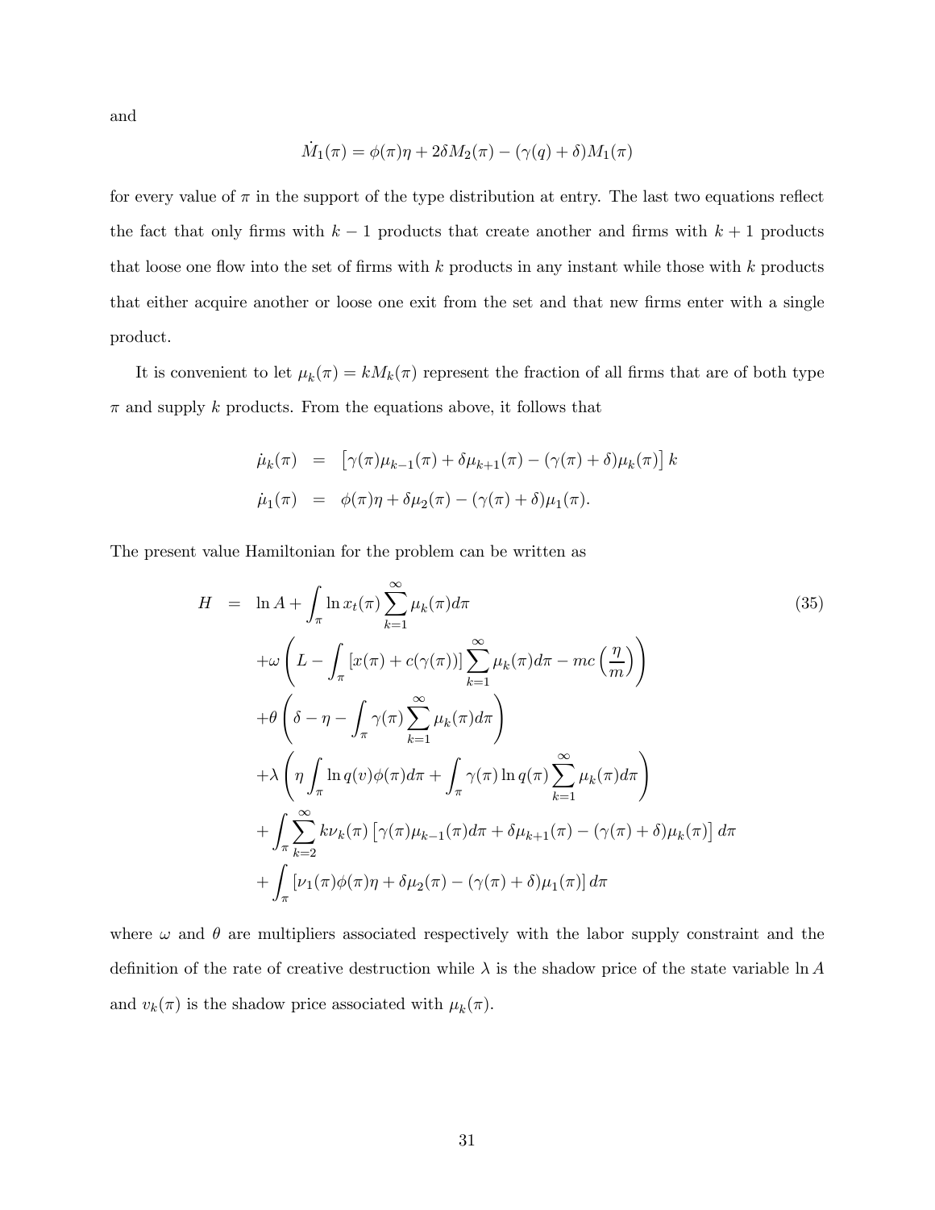and

$$\dot{M}_1(\pi) = \phi(\pi)\eta + 2\delta M_2(\pi) - (\gamma(q) + \delta)M_1(\pi)$$

for every value of $\pi$ in the support of the type distribution at entry. The last two equations reflect the fact that only firms with $k-1$ products that create another and firms with $k+1$ products that loose one flow into the set of firms with $k$ products in any instant while those with $k$ products that either acquire another or loose one exit from the set and that new firms enter with a single product.

It is convenient to let $\mu_k(\pi) = kM_k(\pi)$ represent the fraction of all firms that are of both type $\pi$ and supply $k$ products. From the equations above, it follows that

$$\begin{aligned}
\dot{\mu}_k(\pi) &= \left[\gamma(\pi)\mu_{k-1}(\pi) + \delta\mu_{k+1}(\pi) - (\gamma(\pi) + \delta)\mu_k(\pi)\right] k \\
\dot{\mu}_1(\pi) &= \phi(\pi)\eta + \delta\mu_2(\pi) - (\gamma(\pi) + \delta)\mu_1(\pi).
\end{aligned}$$

The present value Hamiltonian for the problem can be written as

$$\begin{aligned}
H &= \ln A + \int_\pi \ln x_t(\pi) \sum_{k=1}^{\infty} \mu_k(\pi) d\pi \\
&\quad + \omega \left( L - \int_\pi \left[x(\pi) + c(\gamma(\pi))\right] \sum_{k=1}^{\infty} \mu_k(\pi) d\pi - mc\left(\frac{\eta}{m}\right) \right) \\
&\quad + \theta \left( \delta - \eta - \int_\pi \gamma(\pi) \sum_{k=1}^{\infty} \mu_k(\pi) d\pi \right) \\
&\quad + \lambda \left( \eta \int_\pi \ln q(v)\phi(\pi) d\pi + \int_\pi \gamma(\pi) \ln q(\pi) \sum_{k=1}^{\infty} \mu_k(\pi) d\pi \right) \\
&\quad + \int_\pi \sum_{k=2}^{\infty} k\nu_k(\pi) \left[\gamma(\pi)\mu_{k-1}(\pi) d\pi + \delta\mu_{k+1}(\pi) - (\gamma(\pi) + \delta)\mu_k(\pi)\right] d\pi \\
&\quad + \int_\pi \left[\nu_1(\pi)\phi(\pi)\eta + \delta\mu_2(\pi) - (\gamma(\pi) + \delta)\mu_1(\pi)\right] d\pi
\end{aligned} \tag{35}$$

where $\omega$ and $\theta$ are multipliers associated respectively with the labor supply constraint and the definition of the rate of creative destruction while $\lambda$ is the shadow price of the state variable $\ln A$ and $v_k(\pi)$ is the shadow price associated with $\mu_k(\pi)$.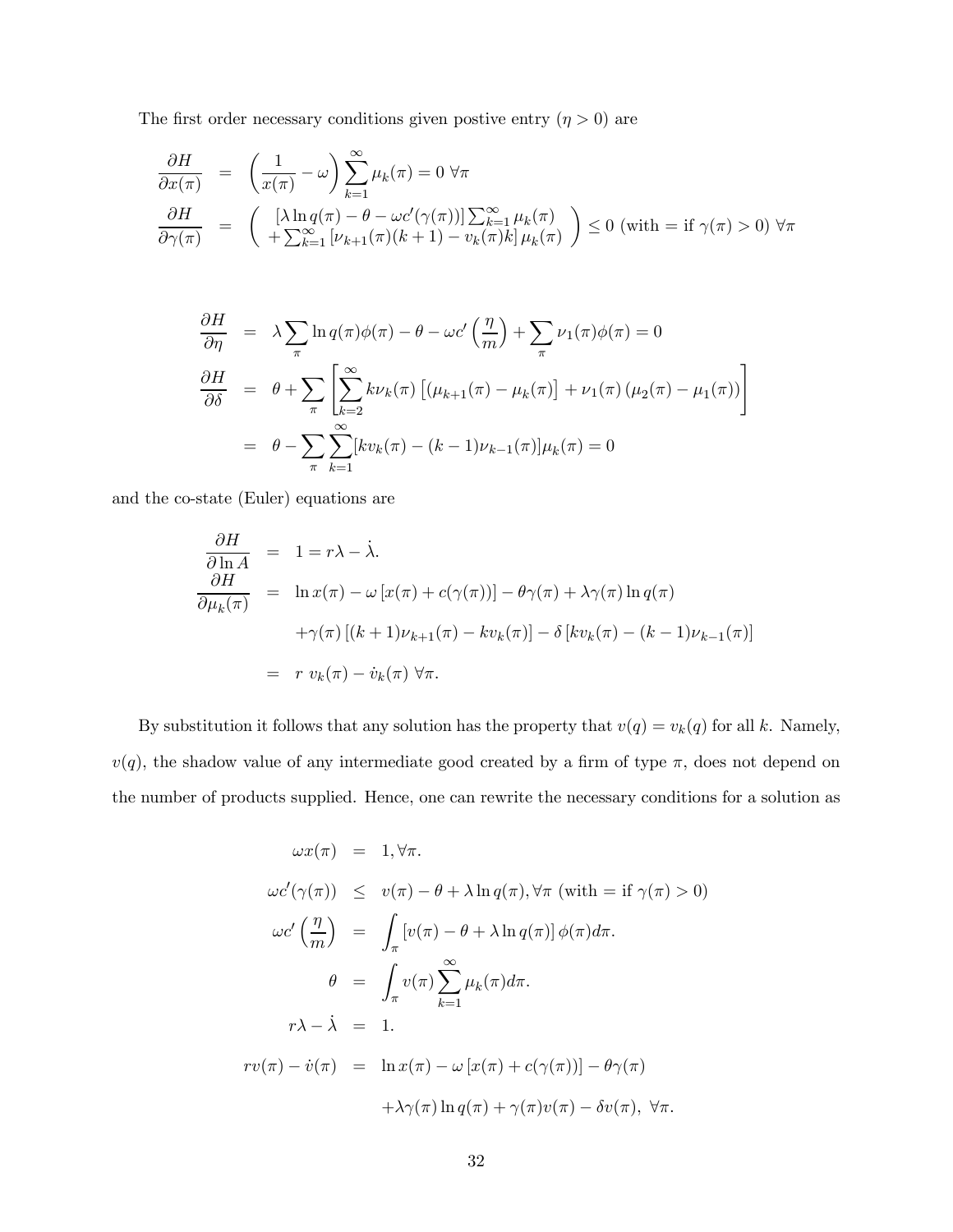The first order necessary conditions given postive entry ($\eta > 0$) are

$$
\begin{aligned}
\frac{\partial H}{\partial x(\pi)} &= \left(\frac{1}{x(\pi)} - \omega\right) \sum_{k=1}^{\infty} \mu_k(\pi) = 0 \ \forall \pi \\
\frac{\partial H}{\partial \gamma(\pi)} &= \left( \begin{array}{c} [\lambda \ln q(\pi) - \theta - \omega c'(\gamma(\pi))] \sum_{k=1}^{\infty} \mu_k(\pi) \\ + \sum_{k=1}^{\infty} [\nu_{k+1}(\pi)(k+1) - v_k(\pi) k] \mu_k(\pi) \end{array} \right) \leq 0 \text{ (with } = \text{ if } \gamma(\pi) > 0) \ \forall \pi
\end{aligned}
$$

$$
\begin{aligned}
\frac{\partial H}{\partial \eta} &= \lambda \sum_{\pi} \ln q(\pi) \phi(\pi) - \theta - \omega c'\left(\frac{\eta}{m}\right) + \sum_{\pi} \nu_1(\pi) \phi(\pi) = 0 \\
\frac{\partial H}{\partial \delta} &= \theta + \sum_{\pi} \left[ \sum_{k=2}^{\infty} k \nu_k(\pi) \left[ (\mu_{k+1}(\pi) - \mu_k(\pi) \right] + \nu_1(\pi) \left( \mu_2(\pi) - \mu_1(\pi) \right) \right] \\
&= \theta - \sum_{\pi} \sum_{k=1}^{\infty} [k v_k(\pi) - (k-1) \nu_{k-1}(\pi)] \mu_k(\pi) = 0
\end{aligned}
$$

and the co-state (Euler) equations are

$$
\begin{aligned}
\frac{\partial H}{\partial \ln A} &= 1 = r\lambda - \dot{\lambda}. \\
\frac{\partial H}{\partial \mu_k(\pi)} &= \ln x(\pi) - \omega \left[ x(\pi) + c(\gamma(\pi)) \right] - \theta \gamma(\pi) + \lambda \gamma(\pi) \ln q(\pi) \\
&\quad + \gamma(\pi) \left[ (k+1) \nu_{k+1}(\pi) - k v_k(\pi) \right] - \delta \left[ k v_k(\pi) - (k-1) \nu_{k-1}(\pi) \right] \\
&= r \ v_k(\pi) - \dot{v}_k(\pi) \ \forall \pi.
\end{aligned}
$$

By substitution it follows that any solution has the property that $v(q) = v_k(q)$ for all $k$. Namely, $v(q)$, the shadow value of any intermediate good created by a firm of type $\pi$, does not depend on the number of products supplied. Hence, one can rewrite the necessary conditions for a solution as

$$
\begin{aligned}
\omega x(\pi) &= 1, \forall \pi. \\
\omega c'(\gamma(\pi)) &\leq v(\pi) - \theta + \lambda \ln q(\pi), \forall \pi \text{ (with } = \text{ if } \gamma(\pi) > 0) \\
\omega c'\left(\frac{\eta}{m}\right) &= \int_{\pi} \left[ v(\pi) - \theta + \lambda \ln q(\pi) \right] \phi(\pi) d\pi. \\
\theta &= \int_{\pi} v(\pi) \sum_{k=1}^{\infty} \mu_k(\pi) d\pi. \\
r\lambda - \dot{\lambda} &= 1. \\
r v(\pi) - \dot{v}(\pi) &= \ln x(\pi) - \omega \left[ x(\pi) + c(\gamma(\pi)) \right] - \theta \gamma(\pi) \\
&\quad + \lambda \gamma(\pi) \ln q(\pi) + \gamma(\pi) v(\pi) - \delta v(\pi), \ \forall \pi.
\end{aligned}
$$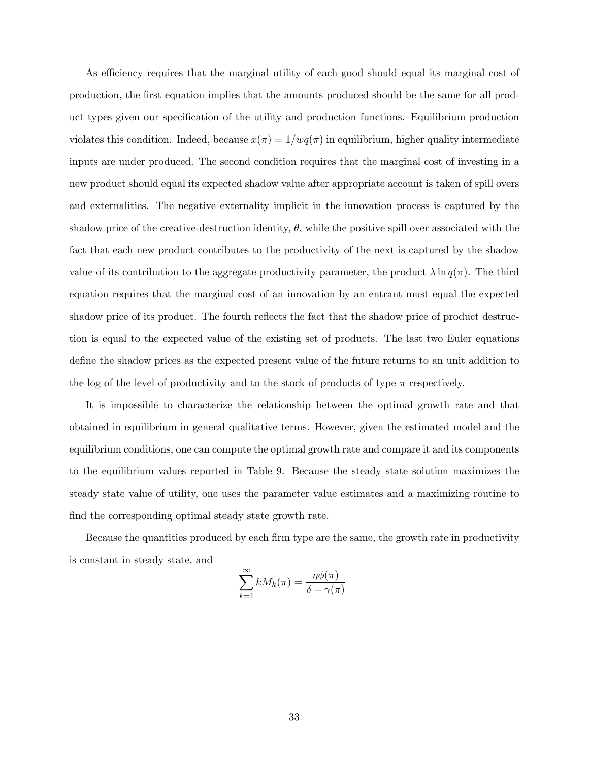As efficiency requires that the marginal utility of each good should equal its marginal cost of production, the first equation implies that the amounts produced should be the same for all product types given our specification of the utility and production functions. Equilibrium production violates this condition. Indeed, because $x(\pi) = 1/wq(\pi)$ in equilibrium, higher quality intermediate inputs are under produced. The second condition requires that the marginal cost of investing in a new product should equal its expected shadow value after appropriate account is taken of spill overs and externalities. The negative externality implicit in the innovation process is captured by the shadow price of the creative-destruction identity, $\theta$, while the positive spill over associated with the fact that each new product contributes to the productivity of the next is captured by the shadow value of its contribution to the aggregate productivity parameter, the product $\lambda \ln q(\pi)$. The third equation requires that the marginal cost of an innovation by an entrant must equal the expected shadow price of its product. The fourth reflects the fact that the shadow price of product destruction is equal to the expected value of the existing set of products. The last two Euler equations define the shadow prices as the expected present value of the future returns to an unit addition to the log of the level of productivity and to the stock of products of type $\pi$ respectively.

It is impossible to characterize the relationship between the optimal growth rate and that obtained in equilibrium in general qualitative terms. However, given the estimated model and the equilibrium conditions, one can compute the optimal growth rate and compare it and its components to the equilibrium values reported in Table 9. Because the steady state solution maximizes the steady state value of utility, one uses the parameter value estimates and a maximizing routine to find the corresponding optimal steady state growth rate.

Because the quantities produced by each firm type are the same, the growth rate in productivity is constant in steady state, and

$$\sum_{k=1}^{\infty} kM_k(\pi) = \frac{\eta\phi(\pi)}{\delta - \gamma(\pi)}$$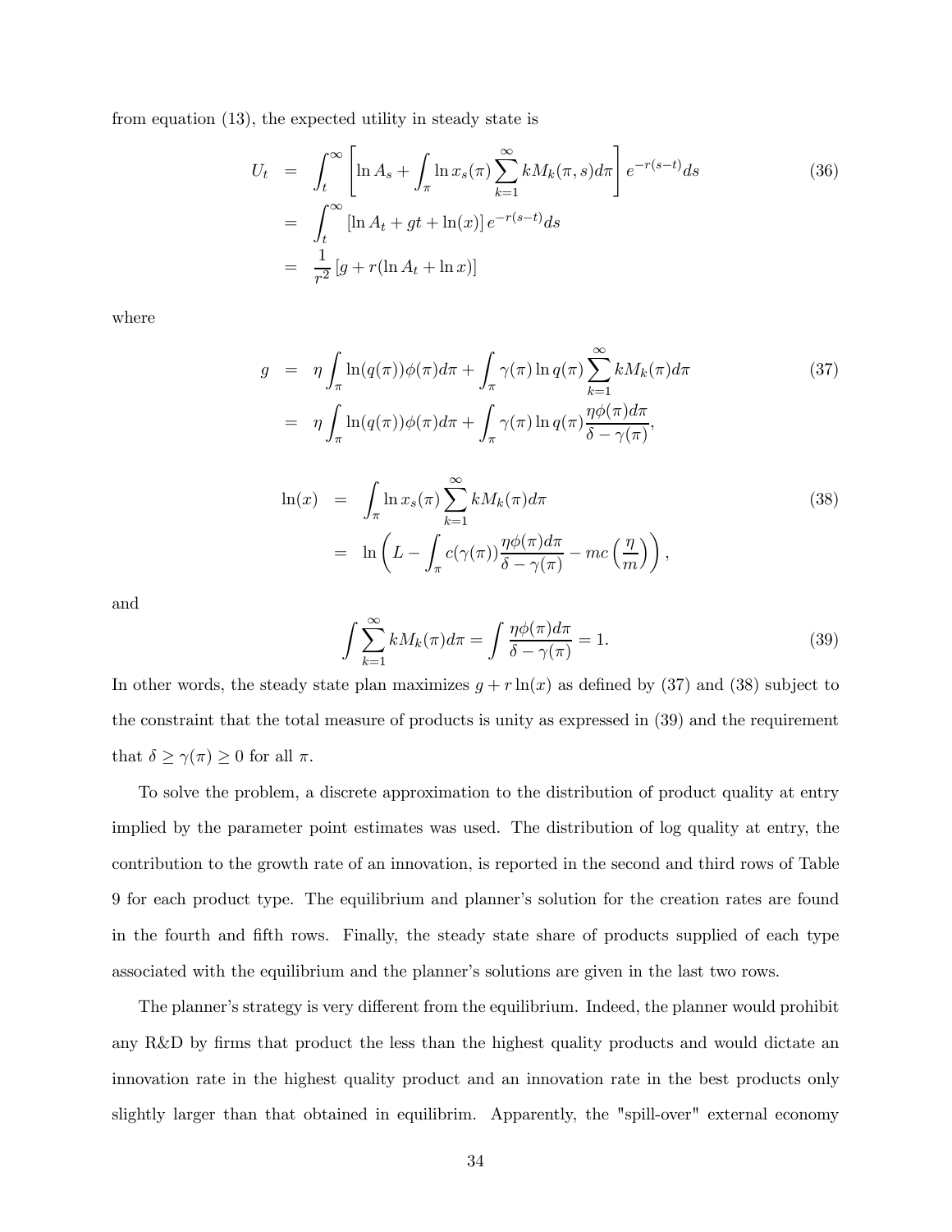from equation (13), the expected utility in steady state is

$$
\begin{aligned}
U_t &= \int_t^\infty \left[\ln A_s + \int_\pi \ln x_s(\pi) \sum_{k=1}^\infty k M_k(\pi, s) d\pi\right] e^{-r(s-t)} ds \\
&= \int_t^\infty \left[\ln A_t + gt + \ln(x)\right] e^{-r(s-t)} ds \\
&= \frac{1}{r^2}\left[g + r(\ln A_t + \ln x)\right]
\end{aligned} \tag{36}
$$

where

$$
\begin{aligned}
g &= \eta \int_\pi \ln(q(\pi))\phi(\pi) d\pi + \int_\pi \gamma(\pi) \ln q(\pi) \sum_{k=1}^\infty k M_k(\pi) d\pi \\
&= \eta \int_\pi \ln(q(\pi))\phi(\pi) d\pi + \int_\pi \gamma(\pi) \ln q(\pi) \frac{\eta \phi(\pi) d\pi}{\delta - \gamma(\pi)},
\end{aligned} \tag{37}
$$

$$
\begin{aligned}
\ln(x) &= \int_\pi \ln x_s(\pi) \sum_{k=1}^\infty k M_k(\pi) d\pi \\
&= \ln\left(L - \int_\pi c(\gamma(\pi)) \frac{\eta \phi(\pi) d\pi}{\delta - \gamma(\pi)} - mc\left(\frac{\eta}{m}\right)\right),
\end{aligned} \tag{38}
$$

and

$$
\int \sum_{k=1}^\infty k M_k(\pi) d\pi = \int \frac{\eta \phi(\pi) d\pi}{\delta - \gamma(\pi)} = 1. \tag{39}
$$

In other words, the steady state plan maximizes $g + r\ln(x)$ as defined by (37) and (38) subject to the constraint that the total measure of products is unity as expressed in (39) and the requirement that $\delta \geq \gamma(\pi) \geq 0$ for all $\pi$.

To solve the problem, a discrete approximation to the distribution of product quality at entry implied by the parameter point estimates was used. The distribution of log quality at entry, the contribution to the growth rate of an innovation, is reported in the second and third rows of Table 9 for each product type. The equilibrium and planner's solution for the creation rates are found in the fourth and fifth rows. Finally, the steady state share of products supplied of each type associated with the equilibrium and the planner's solutions are given in the last two rows.

The planner's strategy is very different from the equilibrium. Indeed, the planner would prohibit any R&D by firms that product the less than the highest quality products and would dictate an innovation rate in the highest quality product and an innovation rate in the best products only slightly larger than that obtained in equilibrim. Apparently, the "spill-over" external economy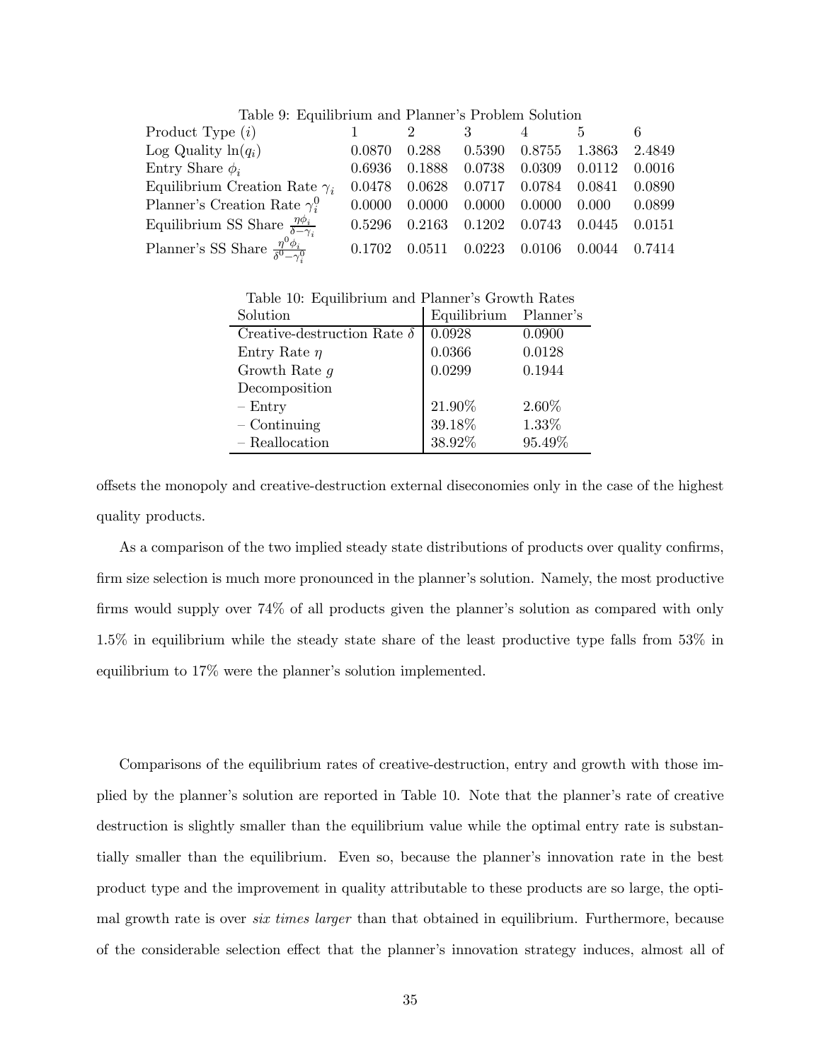Table 9: Equilibrium and Planner's Problem Solution

| Product Type ($i$) | 1 | 2 | 3 | 4 | 5 | 6 |
|---|---|---|---|---|---|---|
| Log Quality $\ln(q_i)$ | 0.0870 | 0.288 | 0.5390 | 0.8755 | 1.3863 | 2.4849 |
| Entry Share $\phi_i$ | 0.6936 | 0.1888 | 0.0738 | 0.0309 | 0.0112 | 0.0016 |
| Equilibrium Creation Rate $\gamma_i$ | 0.0478 | 0.0628 | 0.0717 | 0.0784 | 0.0841 | 0.0890 |
| Planner's Creation Rate $\gamma_i^0$ | 0.0000 | 0.0000 | 0.0000 | 0.0000 | 0.000 | 0.0899 |
| Equilibrium SS Share $\frac{\eta\phi_i}{\delta-\gamma_i}$ | 0.5296 | 0.2163 | 0.1202 | 0.0743 | 0.0445 | 0.0151 |
| Planner's SS Share $\frac{\eta^0\phi_i}{\delta^0-\gamma_i^0}$ | 0.1702 | 0.0511 | 0.0223 | 0.0106 | 0.0044 | 0.7414 |

Table 10: Equilibrium and Planner's Growth Rates

| Solution | Equilibrium | Planner's |
|---|---|---|
| Creative-destruction Rate $\delta$ | 0.0928 | 0.0900 |
| Entry Rate $\eta$ | 0.0366 | 0.0128 |
| Growth Rate $g$ | 0.0299 | 0.1944 |
| Decomposition | | |
| – Entry | 21.90% | 2.60% |
| – Continuing | 39.18% | 1.33% |
| – Reallocation | 38.92% | 95.49% |

offsets the monopoly and creative-destruction external diseconomies only in the case of the highest quality products.

As a comparison of the two implied steady state distributions of products over quality confirms, firm size selection is much more pronounced in the planner's solution. Namely, the most productive firms would supply over 74% of all products given the planner's solution as compared with only 1.5% in equilibrium while the steady state share of the least productive type falls from 53% in equilibrium to 17% were the planner's solution implemented.

Comparisons of the equilibrium rates of creative-destruction, entry and growth with those implied by the planner's solution are reported in Table 10. Note that the planner's rate of creative destruction is slightly smaller than the equilibrium value while the optimal entry rate is substantially smaller than the equilibrium. Even so, because the planner's innovation rate in the best product type and the improvement in quality attributable to these products are so large, the optimal growth rate is over *six times larger* than that obtained in equilibrium. Furthermore, because of the considerable selection effect that the planner's innovation strategy induces, almost all of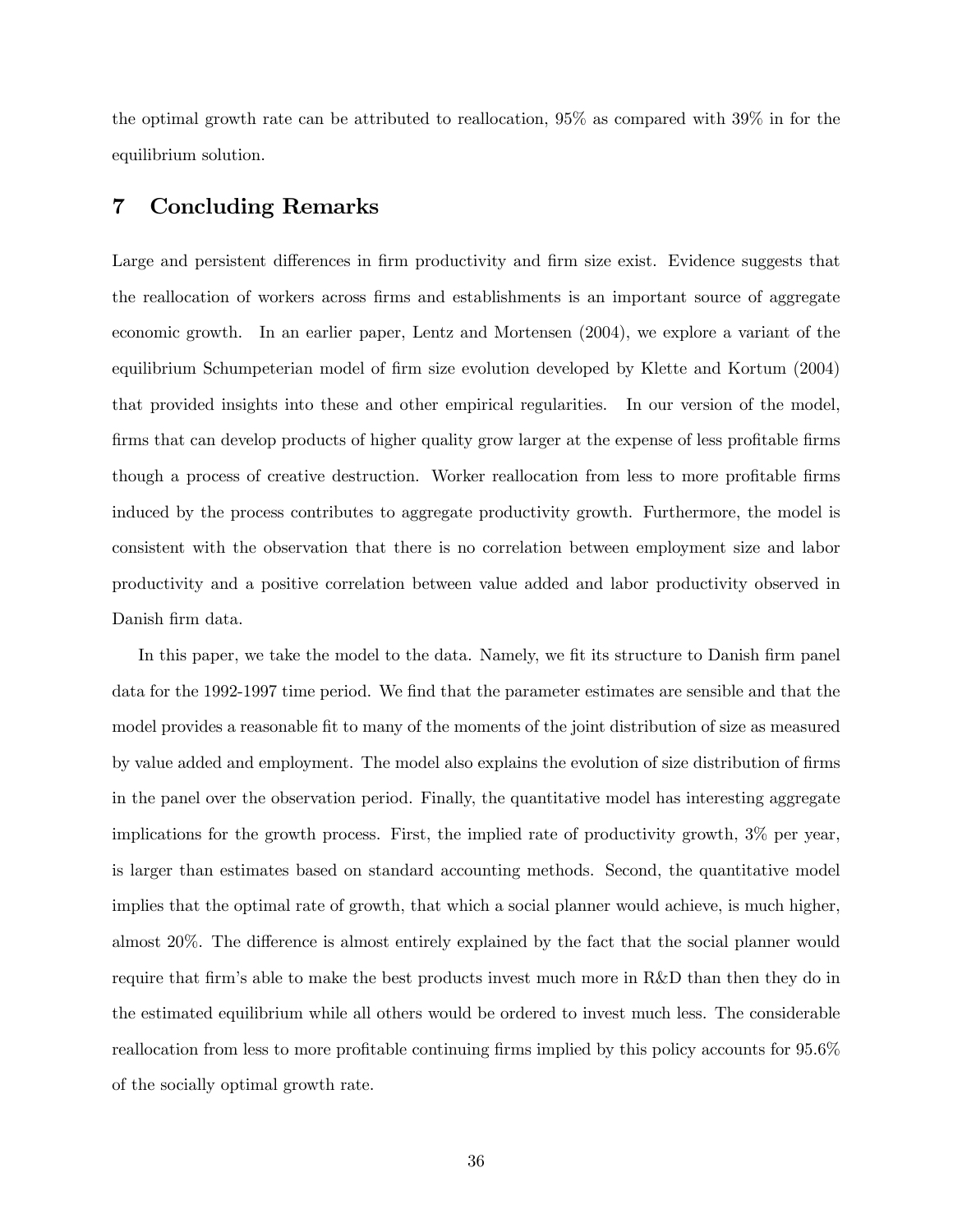the optimal growth rate can be attributed to reallocation, 95% as compared with 39% in for the equilibrium solution.

## 7 Concluding Remarks

Large and persistent differences in firm productivity and firm size exist. Evidence suggests that the reallocation of workers across firms and establishments is an important source of aggregate economic growth. In an earlier paper, Lentz and Mortensen (2004), we explore a variant of the equilibrium Schumpeterian model of firm size evolution developed by Klette and Kortum (2004) that provided insights into these and other empirical regularities. In our version of the model, firms that can develop products of higher quality grow larger at the expense of less profitable firms though a process of creative destruction. Worker reallocation from less to more profitable firms induced by the process contributes to aggregate productivity growth. Furthermore, the model is consistent with the observation that there is no correlation between employment size and labor productivity and a positive correlation between value added and labor productivity observed in Danish firm data.

In this paper, we take the model to the data. Namely, we fit its structure to Danish firm panel data for the 1992-1997 time period. We find that the parameter estimates are sensible and that the model provides a reasonable fit to many of the moments of the joint distribution of size as measured by value added and employment. The model also explains the evolution of size distribution of firms in the panel over the observation period. Finally, the quantitative model has interesting aggregate implications for the growth process. First, the implied rate of productivity growth, 3% per year, is larger than estimates based on standard accounting methods. Second, the quantitative model implies that the optimal rate of growth, that which a social planner would achieve, is much higher, almost 20%. The difference is almost entirely explained by the fact that the social planner would require that firm's able to make the best products invest much more in R&D than then they do in the estimated equilibrium while all others would be ordered to invest much less. The considerable reallocation from less to more profitable continuing firms implied by this policy accounts for 95.6% of the socially optimal growth rate.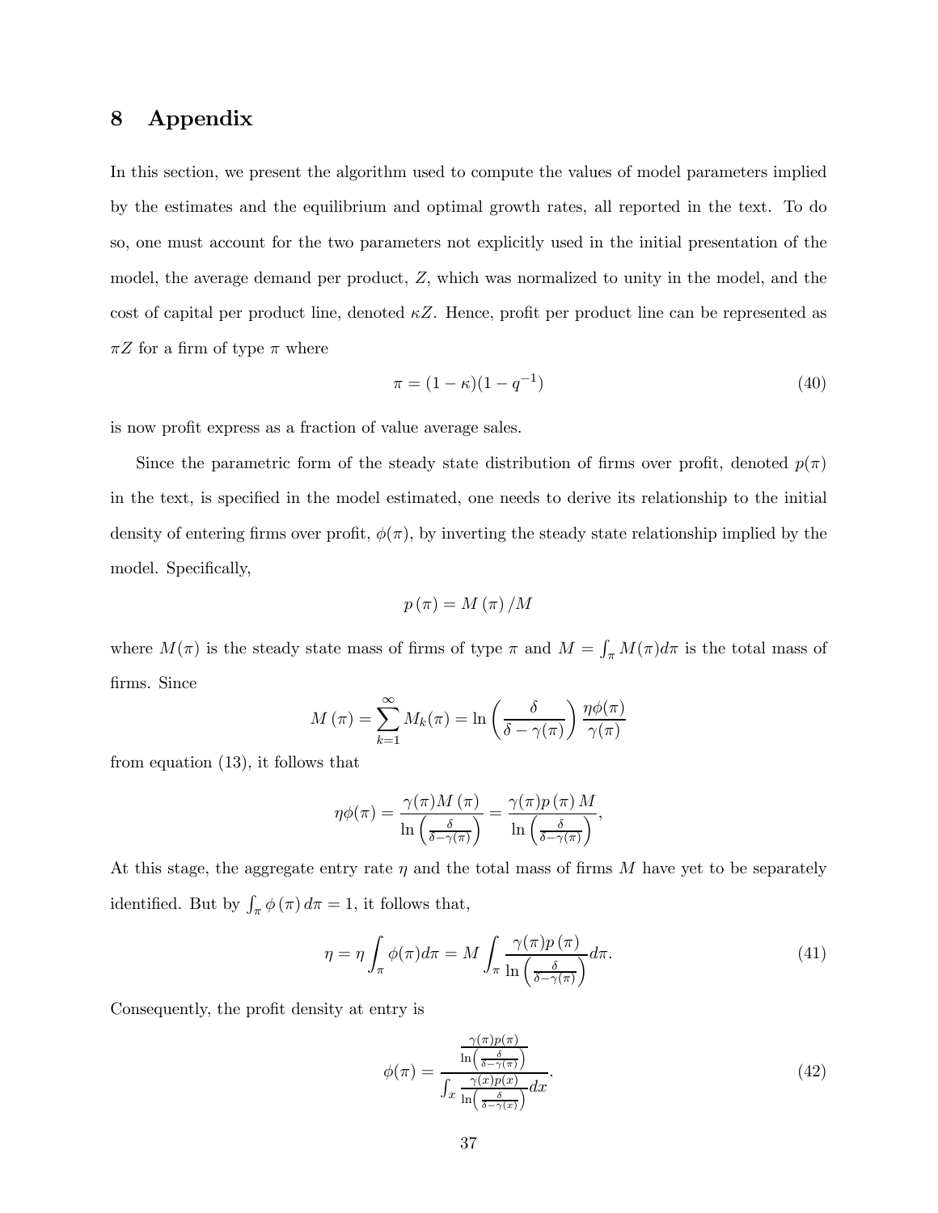# 8 Appendix

In this section, we present the algorithm used to compute the values of model parameters implied by the estimates and the equilibrium and optimal growth rates, all reported in the text. To do so, one must account for the two parameters not explicitly used in the initial presentation of the model, the average demand per product, $Z$, which was normalized to unity in the model, and the cost of capital per product line, denoted $\kappa Z$. Hence, profit per product line can be represented as $\pi Z$ for a firm of type $\pi$ where

$$\pi = (1-\kappa)(1-q^{-1}) \tag{40}$$

is now profit express as a fraction of value average sales.

Since the parametric form of the steady state distribution of firms over profit, denoted $p(\pi)$ in the text, is specified in the model estimated, one needs to derive its relationship to the initial density of entering firms over profit, $\phi(\pi)$, by inverting the steady state relationship implied by the model. Specifically,

$$p(\pi) = M(\pi)/M$$

where $M(\pi)$ is the steady state mass of firms of type $\pi$ and $M = \int_\pi M(\pi)d\pi$ is the total mass of firms. Since

$$M(\pi) = \sum_{k=1}^{\infty} M_k(\pi) = \ln\left(\frac{\delta}{\delta - \gamma(\pi)}\right)\frac{\eta\phi(\pi)}{\gamma(\pi)}$$

from equation (13), it follows that

$$\eta\phi(\pi) = \frac{\gamma(\pi)M(\pi)}{\ln\left(\frac{\delta}{\delta-\gamma(\pi)}\right)} = \frac{\gamma(\pi)p(\pi)M}{\ln\left(\frac{\delta}{\delta-\gamma(\pi)}\right)},$$

At this stage, the aggregate entry rate $\eta$ and the total mass of firms $M$ have yet to be separately identified. But by $\int_\pi \phi(\pi)d\pi = 1$, it follows that,

$$\eta = \eta\int_\pi \phi(\pi)d\pi = M\int_\pi \frac{\gamma(\pi)p(\pi)}{\ln\left(\frac{\delta}{\delta-\gamma(\pi)}\right)}d\pi. \tag{41}$$

Consequently, the profit density at entry is

$$\phi(\pi) = \frac{\frac{\gamma(\pi)p(\pi)}{\ln\left(\frac{\delta}{\delta-\gamma(\pi)}\right)}}{\int_x \frac{\gamma(x)p(x)}{\ln\left(\frac{\delta}{\delta-\gamma(x)}\right)}dx}. \tag{42}$$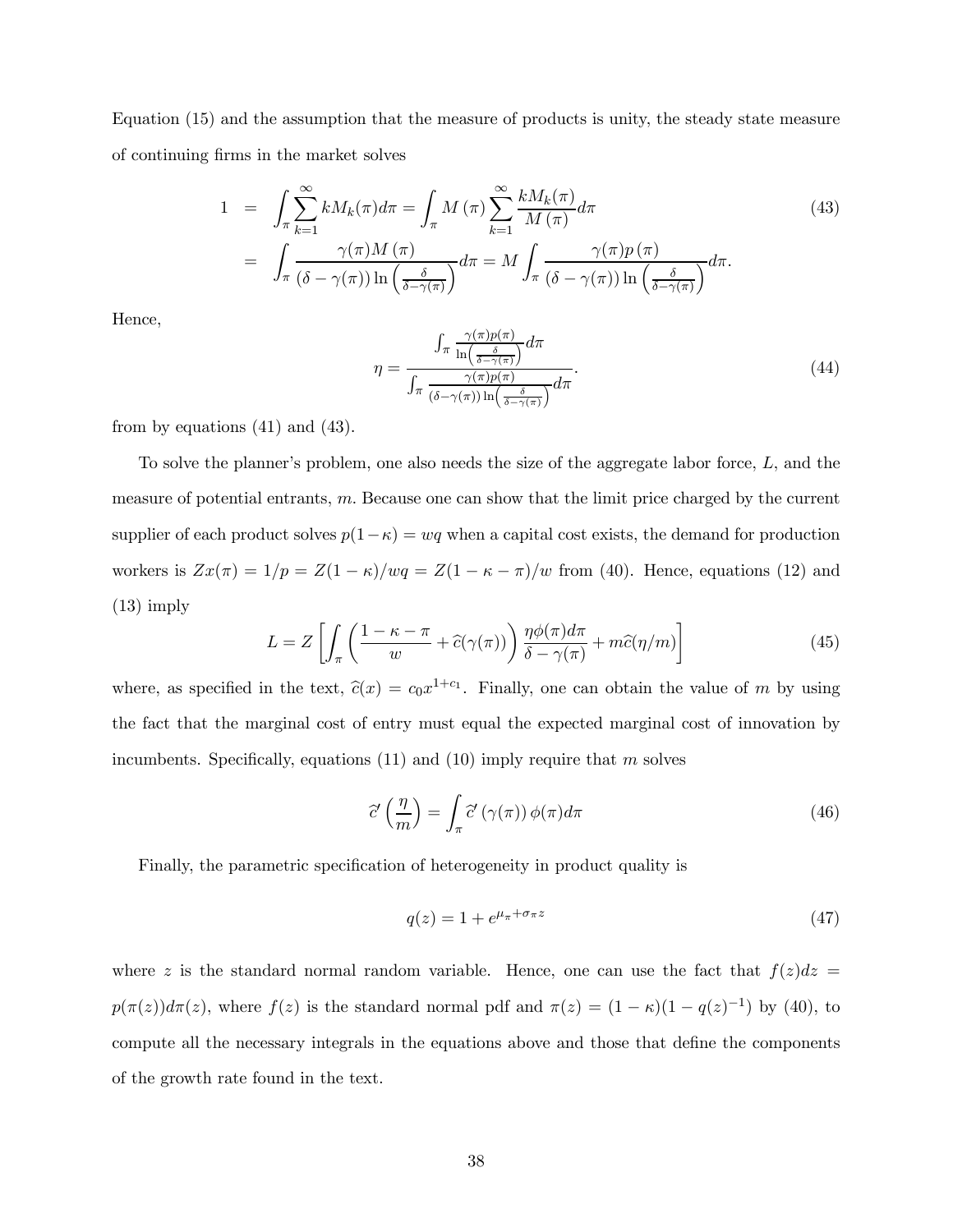Equation (15) and the assumption that the measure of products is unity, the steady state measure of continuing firms in the market solves

$$
\begin{aligned}
1 &= \int_{\pi} \sum_{k=1}^{\infty} k M_k(\pi) d\pi = \int_{\pi} M(\pi) \sum_{k=1}^{\infty} \frac{k M_k(\pi)}{M(\pi)} d\pi \\
&= \int_{\pi} \frac{\gamma(\pi) M(\pi)}{(\delta - \gamma(\pi)) \ln\left(\frac{\delta}{\delta - \gamma(\pi)}\right)} d\pi = M \int_{\pi} \frac{\gamma(\pi) p(\pi)}{(\delta - \gamma(\pi)) \ln\left(\frac{\delta}{\delta - \gamma(\pi)}\right)} d\pi.
\end{aligned}
\tag{43}
$$

Hence,

$$
\eta = \frac{\int_{\pi} \frac{\gamma(\pi) p(\pi)}{\ln\left(\frac{\delta}{\delta - \gamma(\pi)}\right)} d\pi}{\int_{\pi} \frac{\gamma(\pi) p(\pi)}{(\delta - \gamma(\pi)) \ln\left(\frac{\delta}{\delta - \gamma(\pi)}\right)} d\pi}.
\tag{44}
$$

from by equations (41) and (43).

To solve the planner's problem, one also needs the size of the aggregate labor force, $L$, and the measure of potential entrants, $m$. Because one can show that the limit price charged by the current supplier of each product solves $p(1-\kappa) = wq$ when a capital cost exists, the demand for production workers is $Zx(\pi) = 1/p = Z(1-\kappa)/wq = Z(1-\kappa-\pi)/w$ from (40). Hence, equations (12) and (13) imply

$$
L = Z \left[ \int_{\pi} \left( \frac{1-\kappa-\pi}{w} + \widehat{c}(\gamma(\pi)) \right) \frac{\eta \phi(\pi) d\pi}{\delta - \gamma(\pi)} + m \widehat{c}(\eta/m) \right]
\tag{45}
$$

where, as specified in the text, $\widehat{c}(x) = c_0 x^{1+c_1}$. Finally, one can obtain the value of $m$ by using the fact that the marginal cost of entry must equal the expected marginal cost of innovation by incumbents. Specifically, equations (11) and (10) imply require that $m$ solves

$$
\widehat{c}'\left(\frac{\eta}{m}\right) = \int_{\pi} \widehat{c}'(\gamma(\pi)) \phi(\pi) d\pi
\tag{46}
$$

Finally, the parametric specification of heterogeneity in product quality is

$$
q(z) = 1 + e^{\mu_{\pi} + \sigma_{\pi} z}
\tag{47}
$$

where $z$ is the standard normal random variable. Hence, one can use the fact that $f(z)dz = p(\pi(z))d\pi(z)$, where $f(z)$ is the standard normal pdf and $\pi(z) = (1-\kappa)(1 - q(z)^{-1})$ by (40), to compute all the necessary integrals in the equations above and those that define the components of the growth rate found in the text.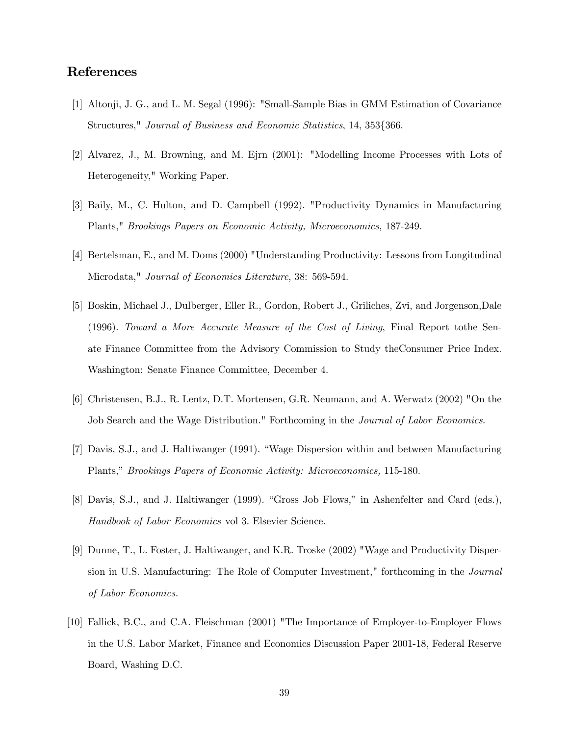## References

[1] Altonji, J. G., and L. M. Segal (1996): "Small-Sample Bias in GMM Estimation of Covariance Structures," *Journal of Business and Economic Statistics*, 14, 353{366.

[2] Alvarez, J., M. Browning, and M. Ejrn (2001): "Modelling Income Processes with Lots of Heterogeneity," Working Paper.

[3] Baily, M., C. Hulton, and D. Campbell (1992). "Productivity Dynamics in Manufacturing Plants," *Brookings Papers on Economic Activity, Microeconomics,* 187-249.

[4] Bertelsman, E., and M. Doms (2000) "Understanding Productivity: Lessons from Longitudinal Microdata," *Journal of Economics Literature*, 38: 569-594.

[5] Boskin, Michael J., Dulberger, Eller R., Gordon, Robert J., Griliches, Zvi, and Jorgenson,Dale (1996). *Toward a More Accurate Measure of the Cost of Living*, Final Report tothe Senate Finance Committee from the Advisory Commission to Study theConsumer Price Index. Washington: Senate Finance Committee, December 4.

[6] Christensen, B.J., R. Lentz, D.T. Mortensen, G.R. Neumann, and A. Werwatz (2002) "On the Job Search and the Wage Distribution." Forthcoming in the *Journal of Labor Economics*.

[7] Davis, S.J., and J. Haltiwanger (1991). "Wage Dispersion within and between Manufacturing Plants," *Brookings Papers of Economic Activity: Microeconomics,* 115-180.

[8] Davis, S.J., and J. Haltiwanger (1999). "Gross Job Flows," in Ashenfelter and Card (eds.), *Handbook of Labor Economics* vol 3. Elsevier Science.

[9] Dunne, T., L. Foster, J. Haltiwanger, and K.R. Troske (2002) "Wage and Productivity Dispersion in U.S. Manufacturing: The Role of Computer Investment," forthcoming in the *Journal of Labor Economics.*

[10] Fallick, B.C., and C.A. Fleischman (2001) "The Importance of Employer-to-Employer Flows in the U.S. Labor Market, Finance and Economics Discussion Paper 2001-18, Federal Reserve Board, Washing D.C.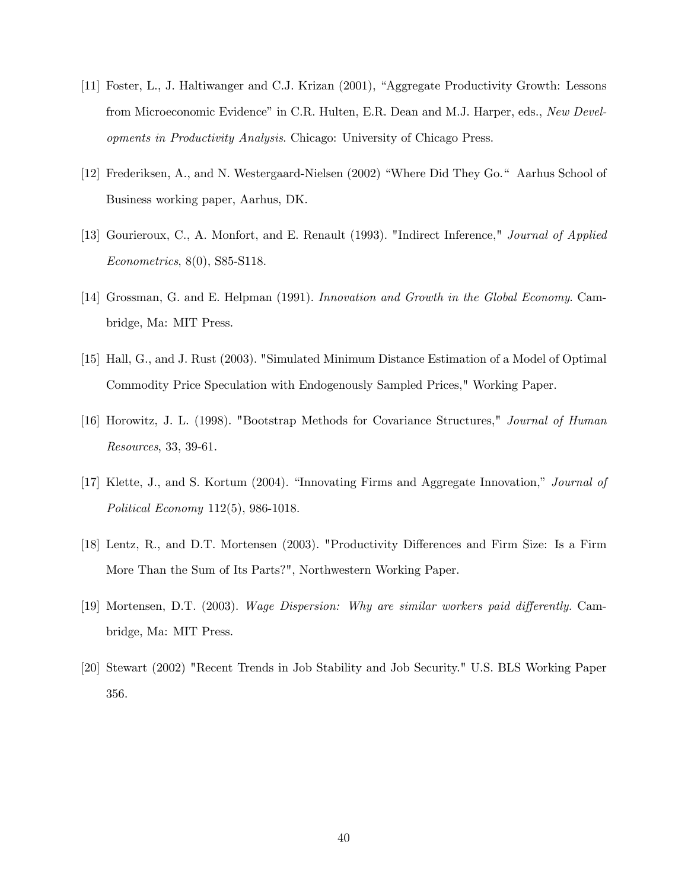[11] Foster, L., J. Haltiwanger and C.J. Krizan (2001), "Aggregate Productivity Growth: Lessons from Microeconomic Evidence" in C.R. Hulten, E.R. Dean and M.J. Harper, eds., *New Developments in Productivity Analysis*. Chicago: University of Chicago Press.

[12] Frederiksen, A., and N. Westergaard-Nielsen (2002) "Where Did They Go." Aarhus School of Business working paper, Aarhus, DK.

[13] Gourieroux, C., A. Monfort, and E. Renault (1993). "Indirect Inference," *Journal of Applied Econometrics*, 8(0), S85-S118.

[14] Grossman, G. and E. Helpman (1991). *Innovation and Growth in the Global Economy*. Cambridge, Ma: MIT Press.

[15] Hall, G., and J. Rust (2003). "Simulated Minimum Distance Estimation of a Model of Optimal Commodity Price Speculation with Endogenously Sampled Prices," Working Paper.

[16] Horowitz, J. L. (1998). "Bootstrap Methods for Covariance Structures," *Journal of Human Resources*, 33, 39-61.

[17] Klette, J., and S. Kortum (2004). "Innovating Firms and Aggregate Innovation," *Journal of Political Economy* 112(5), 986-1018.

[18] Lentz, R., and D.T. Mortensen (2003). "Productivity Differences and Firm Size: Is a Firm More Than the Sum of Its Parts?", Northwestern Working Paper.

[19] Mortensen, D.T. (2003). *Wage Dispersion: Why are similar workers paid differently.* Cambridge, Ma: MIT Press.

[20] Stewart (2002) "Recent Trends in Job Stability and Job Security." U.S. BLS Working Paper 356.